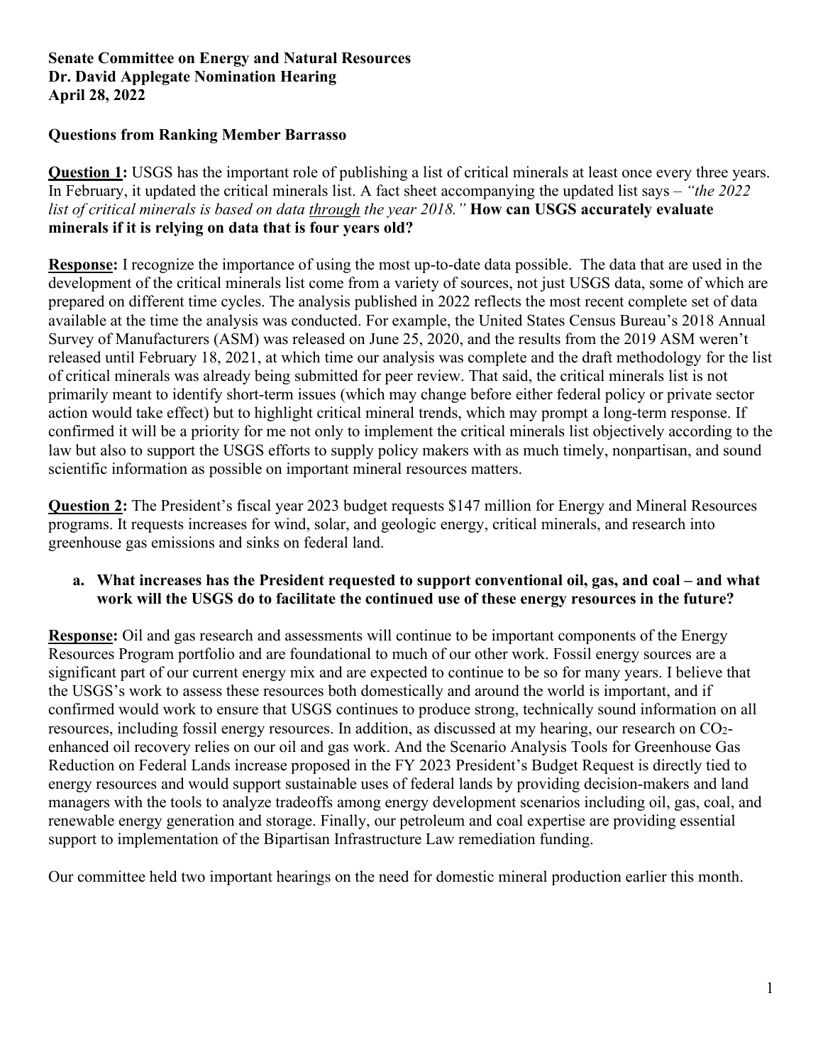**Senate Committee on Energy and Natural Resources**
**Dr. David Applegate Nomination Hearing**
**April 28, 2022**

**Questions from Ranking Member Barrasso**

**Question 1:** USGS has the important role of publishing a list of critical minerals at least once every three years. In February, it updated the critical minerals list. A fact sheet accompanying the updated list says – *"the 2022 list of critical minerals is based on data through the year 2018."* **How can USGS accurately evaluate minerals if it is relying on data that is four years old?**

**Response:** I recognize the importance of using the most up-to-date data possible. The data that are used in the development of the critical minerals list come from a variety of sources, not just USGS data, some of which are prepared on different time cycles. The analysis published in 2022 reflects the most recent complete set of data available at the time the analysis was conducted. For example, the United States Census Bureau's 2018 Annual Survey of Manufacturers (ASM) was released on June 25, 2020, and the results from the 2019 ASM weren't released until February 18, 2021, at which time our analysis was complete and the draft methodology for the list of critical minerals was already being submitted for peer review. That said, the critical minerals list is not primarily meant to identify short-term issues (which may change before either federal policy or private sector action would take effect) but to highlight critical mineral trends, which may prompt a long-term response. If confirmed it will be a priority for me not only to implement the critical minerals list objectively according to the law but also to support the USGS efforts to supply policy makers with as much timely, nonpartisan, and sound scientific information as possible on important mineral resources matters.

**Question 2:** The President's fiscal year 2023 budget requests $147 million for Energy and Mineral Resources programs. It requests increases for wind, solar, and geologic energy, critical minerals, and research into greenhouse gas emissions and sinks on federal land.

**a. What increases has the President requested to support conventional oil, gas, and coal – and what work will the USGS do to facilitate the continued use of these energy resources in the future?**

**Response:** Oil and gas research and assessments will continue to be important components of the Energy Resources Program portfolio and are foundational to much of our other work. Fossil energy sources are a significant part of our current energy mix and are expected to continue to be so for many years. I believe that the USGS's work to assess these resources both domestically and around the world is important, and if confirmed would work to ensure that USGS continues to produce strong, technically sound information on all resources, including fossil energy resources. In addition, as discussed at my hearing, our research on $CO_2$-enhanced oil recovery relies on our oil and gas work. And the Scenario Analysis Tools for Greenhouse Gas Reduction on Federal Lands increase proposed in the FY 2023 President's Budget Request is directly tied to energy resources and would support sustainable uses of federal lands by providing decision-makers and land managers with the tools to analyze tradeoffs among energy development scenarios including oil, gas, coal, and renewable energy generation and storage. Finally, our petroleum and coal expertise are providing essential support to implementation of the Bipartisan Infrastructure Law remediation funding.

Our committee held two important hearings on the need for domestic mineral production earlier this month.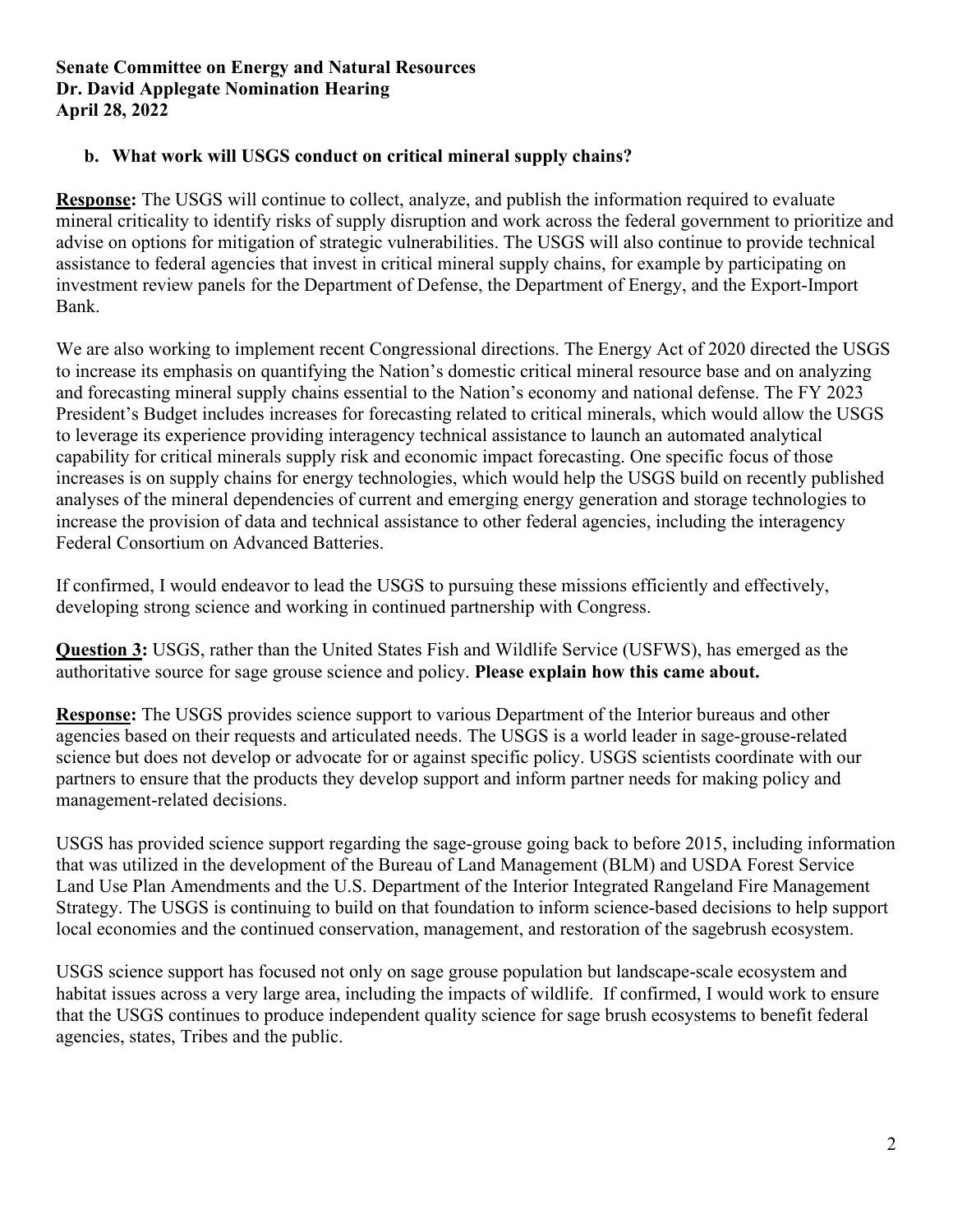**Senate Committee on Energy and Natural Resources**
**Dr. David Applegate Nomination Hearing**
**April 28, 2022**

**b. What work will USGS conduct on critical mineral supply chains?**

**Response:** The USGS will continue to collect, analyze, and publish the information required to evaluate mineral criticality to identify risks of supply disruption and work across the federal government to prioritize and advise on options for mitigation of strategic vulnerabilities. The USGS will also continue to provide technical assistance to federal agencies that invest in critical mineral supply chains, for example by participating on investment review panels for the Department of Defense, the Department of Energy, and the Export-Import Bank.

We are also working to implement recent Congressional directions. The Energy Act of 2020 directed the USGS to increase its emphasis on quantifying the Nation's domestic critical mineral resource base and on analyzing and forecasting mineral supply chains essential to the Nation's economy and national defense. The FY 2023 President's Budget includes increases for forecasting related to critical minerals, which would allow the USGS to leverage its experience providing interagency technical assistance to launch an automated analytical capability for critical minerals supply risk and economic impact forecasting. One specific focus of those increases is on supply chains for energy technologies, which would help the USGS build on recently published analyses of the mineral dependencies of current and emerging energy generation and storage technologies to increase the provision of data and technical assistance to other federal agencies, including the interagency Federal Consortium on Advanced Batteries.

If confirmed, I would endeavor to lead the USGS to pursuing these missions efficiently and effectively, developing strong science and working in continued partnership with Congress.

**Question 3:** USGS, rather than the United States Fish and Wildlife Service (USFWS), has emerged as the authoritative source for sage grouse science and policy. **Please explain how this came about.**

**Response:** The USGS provides science support to various Department of the Interior bureaus and other agencies based on their requests and articulated needs. The USGS is a world leader in sage-grouse-related science but does not develop or advocate for or against specific policy. USGS scientists coordinate with our partners to ensure that the products they develop support and inform partner needs for making policy and management-related decisions.

USGS has provided science support regarding the sage-grouse going back to before 2015, including information that was utilized in the development of the Bureau of Land Management (BLM) and USDA Forest Service Land Use Plan Amendments and the U.S. Department of the Interior Integrated Rangeland Fire Management Strategy. The USGS is continuing to build on that foundation to inform science-based decisions to help support local economies and the continued conservation, management, and restoration of the sagebrush ecosystem.

USGS science support has focused not only on sage grouse population but landscape-scale ecosystem and habitat issues across a very large area, including the impacts of wildlife. If confirmed, I would work to ensure that the USGS continues to produce independent quality science for sage brush ecosystems to benefit federal agencies, states, Tribes and the public.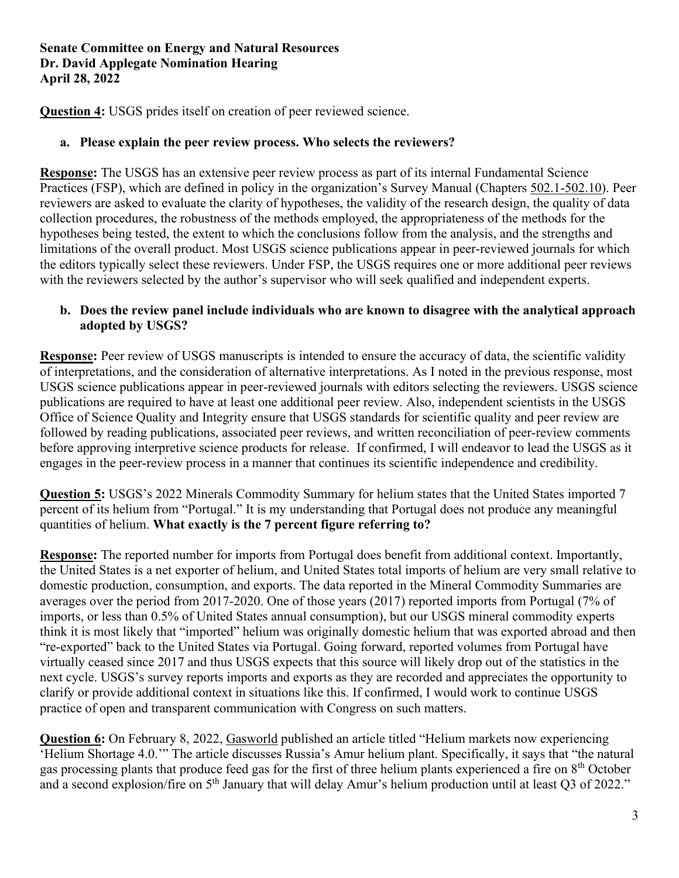**Senate Committee on Energy and Natural Resources**
**Dr. David Applegate Nomination Hearing**
**April 28, 2022**

**Question 4:** USGS prides itself on creation of peer reviewed science.

**a. Please explain the peer review process. Who selects the reviewers?**

**Response:** The USGS has an extensive peer review process as part of its internal Fundamental Science Practices (FSP), which are defined in policy in the organization's Survey Manual (Chapters 502.1-502.10). Peer reviewers are asked to evaluate the clarity of hypotheses, the validity of the research design, the quality of data collection procedures, the robustness of the methods employed, the appropriateness of the methods for the hypotheses being tested, the extent to which the conclusions follow from the analysis, and the strengths and limitations of the overall product. Most USGS science publications appear in peer-reviewed journals for which the editors typically select these reviewers. Under FSP, the USGS requires one or more additional peer reviews with the reviewers selected by the author's supervisor who will seek qualified and independent experts.

**b. Does the review panel include individuals who are known to disagree with the analytical approach adopted by USGS?**

**Response:** Peer review of USGS manuscripts is intended to ensure the accuracy of data, the scientific validity of interpretations, and the consideration of alternative interpretations. As I noted in the previous response, most USGS science publications appear in peer-reviewed journals with editors selecting the reviewers. USGS science publications are required to have at least one additional peer review. Also, independent scientists in the USGS Office of Science Quality and Integrity ensure that USGS standards for scientific quality and peer review are followed by reading publications, associated peer reviews, and written reconciliation of peer-review comments before approving interpretive science products for release. If confirmed, I will endeavor to lead the USGS as it engages in the peer-review process in a manner that continues its scientific independence and credibility.

**Question 5:** USGS's 2022 Minerals Commodity Summary for helium states that the United States imported 7 percent of its helium from "Portugal." It is my understanding that Portugal does not produce any meaningful quantities of helium. **What exactly is the 7 percent figure referring to?**

**Response:** The reported number for imports from Portugal does benefit from additional context. Importantly, the United States is a net exporter of helium, and United States total imports of helium are very small relative to domestic production, consumption, and exports. The data reported in the Mineral Commodity Summaries are averages over the period from 2017-2020. One of those years (2017) reported imports from Portugal (7% of imports, or less than 0.5% of United States annual consumption), but our USGS mineral commodity experts think it is most likely that "imported" helium was originally domestic helium that was exported abroad and then "re-exported" back to the United States via Portugal. Going forward, reported volumes from Portugal have virtually ceased since 2017 and thus USGS expects that this source will likely drop out of the statistics in the next cycle. USGS's survey reports imports and exports as they are recorded and appreciates the opportunity to clarify or provide additional context in situations like this. If confirmed, I would work to continue USGS practice of open and transparent communication with Congress on such matters.

**Question 6:** On February 8, 2022, Gasworld published an article titled "Helium markets now experiencing 'Helium Shortage 4.0.'" The article discusses Russia's Amur helium plant. Specifically, it says that "the natural gas processing plants that produce feed gas for the first of three helium plants experienced a fire on 8th October and a second explosion/fire on 5th January that will delay Amur's helium production until at least Q3 of 2022."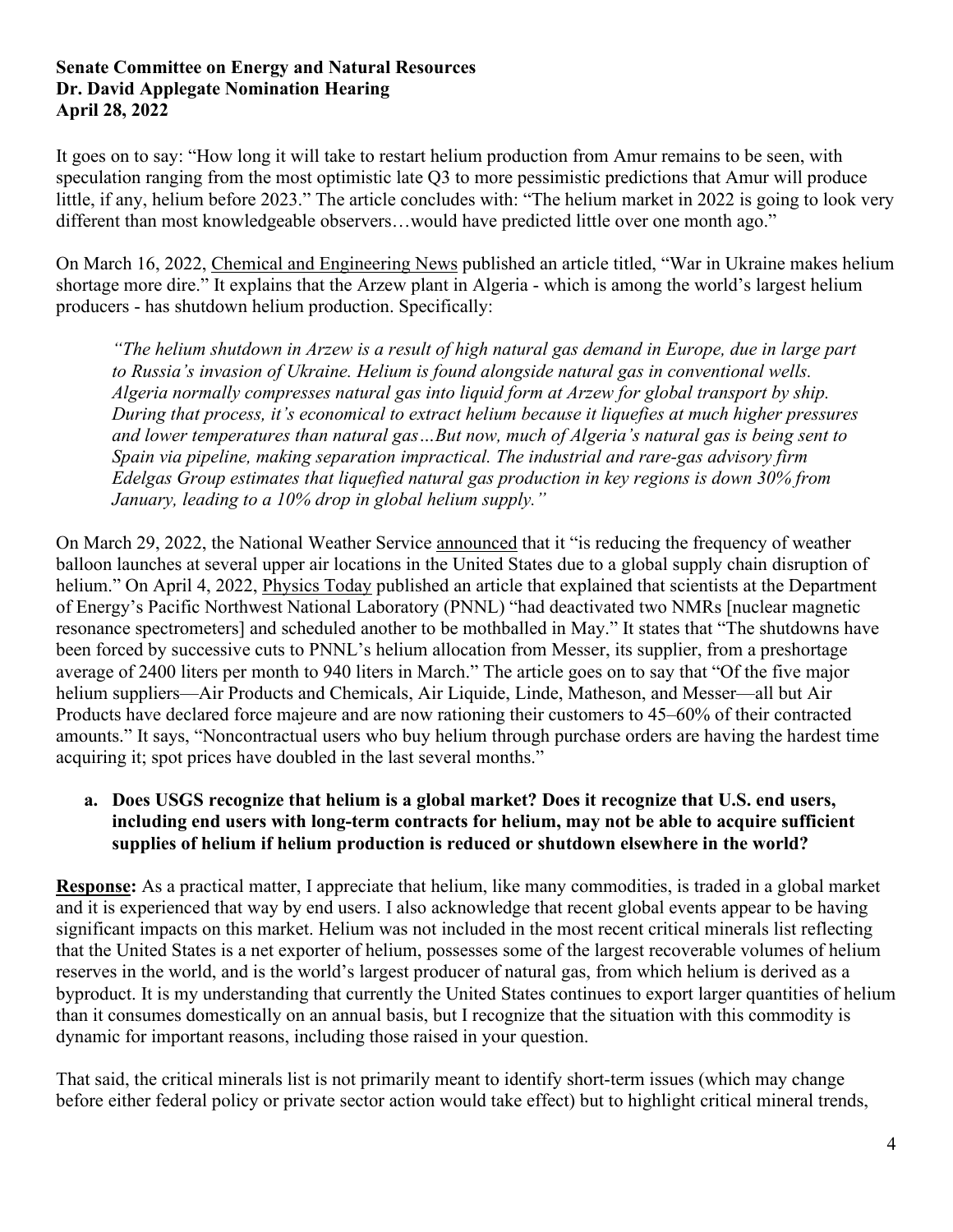It goes on to say: "How long it will take to restart helium production from Amur remains to be seen, with speculation ranging from the most optimistic late Q3 to more pessimistic predictions that Amur will produce little, if any, helium before 2023." The article concludes with: "The helium market in 2022 is going to look very different than most knowledgeable observers…would have predicted little over one month ago."

On March 16, 2022, Chemical and Engineering News published an article titled, "War in Ukraine makes helium shortage more dire." It explains that the Arzew plant in Algeria - which is among the world's largest helium producers - has shutdown helium production. Specifically:

> *"The helium shutdown in Arzew is a result of high natural gas demand in Europe, due in large part to Russia's invasion of Ukraine. Helium is found alongside natural gas in conventional wells. Algeria normally compresses natural gas into liquid form at Arzew for global transport by ship. During that process, it's economical to extract helium because it liquefies at much higher pressures and lower temperatures than natural gas…But now, much of Algeria's natural gas is being sent to Spain via pipeline, making separation impractical. The industrial and rare-gas advisory firm Edelgas Group estimates that liquefied natural gas production in key regions is down 30% from January, leading to a 10% drop in global helium supply."*

On March 29, 2022, the National Weather Service announced that it "is reducing the frequency of weather balloon launches at several upper air locations in the United States due to a global supply chain disruption of helium." On April 4, 2022, Physics Today published an article that explained that scientists at the Department of Energy's Pacific Northwest National Laboratory (PNNL) "had deactivated two NMRs [nuclear magnetic resonance spectrometers] and scheduled another to be mothballed in May." It states that "The shutdowns have been forced by successive cuts to PNNL's helium allocation from Messer, its supplier, from a preshortage average of 2400 liters per month to 940 liters in March." The article goes on to say that "Of the five major helium suppliers—Air Products and Chemicals, Air Liquide, Linde, Matheson, and Messer—all but Air Products have declared force majeure and are now rationing their customers to 45–60% of their contracted amounts." It says, "Noncontractual users who buy helium through purchase orders are having the hardest time acquiring it; spot prices have doubled in the last several months."

**a. Does USGS recognize that helium is a global market? Does it recognize that U.S. end users, including end users with long-term contracts for helium, may not be able to acquire sufficient supplies of helium if helium production is reduced or shutdown elsewhere in the world?**

**Response:** As a practical matter, I appreciate that helium, like many commodities, is traded in a global market and it is experienced that way by end users. I also acknowledge that recent global events appear to be having significant impacts on this market. Helium was not included in the most recent critical minerals list reflecting that the United States is a net exporter of helium, possesses some of the largest recoverable volumes of helium reserves in the world, and is the world's largest producer of natural gas, from which helium is derived as a byproduct. It is my understanding that currently the United States continues to export larger quantities of helium than it consumes domestically on an annual basis, but I recognize that the situation with this commodity is dynamic for important reasons, including those raised in your question.

That said, the critical minerals list is not primarily meant to identify short-term issues (which may change before either federal policy or private sector action would take effect) but to highlight critical mineral trends,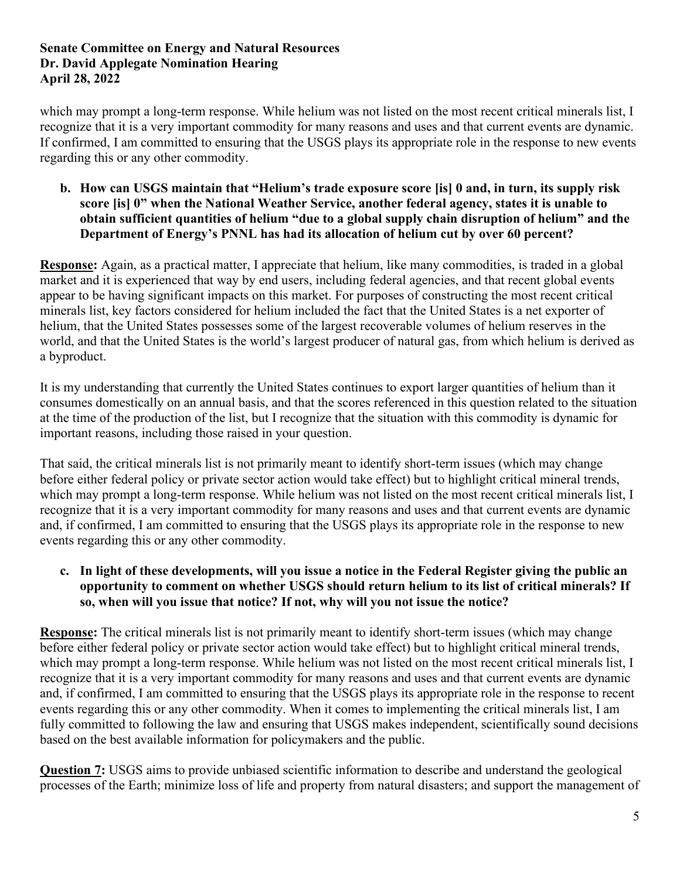which may prompt a long-term response. While helium was not listed on the most recent critical minerals list, I recognize that it is a very important commodity for many reasons and uses and that current events are dynamic. If confirmed, I am committed to ensuring that the USGS plays its appropriate role in the response to new events regarding this or any other commodity.

**b. How can USGS maintain that "Helium's trade exposure score [is] 0 and, in turn, its supply risk score [is] 0" when the National Weather Service, another federal agency, states it is unable to obtain sufficient quantities of helium "due to a global supply chain disruption of helium" and the Department of Energy's PNNL has had its allocation of helium cut by over 60 percent?**

**Response:** Again, as a practical matter, I appreciate that helium, like many commodities, is traded in a global market and it is experienced that way by end users, including federal agencies, and that recent global events appear to be having significant impacts on this market. For purposes of constructing the most recent critical minerals list, key factors considered for helium included the fact that the United States is a net exporter of helium, that the United States possesses some of the largest recoverable volumes of helium reserves in the world, and that the United States is the world's largest producer of natural gas, from which helium is derived as a byproduct.

It is my understanding that currently the United States continues to export larger quantities of helium than it consumes domestically on an annual basis, and that the scores referenced in this question related to the situation at the time of the production of the list, but I recognize that the situation with this commodity is dynamic for important reasons, including those raised in your question.

That said, the critical minerals list is not primarily meant to identify short-term issues (which may change before either federal policy or private sector action would take effect) but to highlight critical mineral trends, which may prompt a long-term response. While helium was not listed on the most recent critical minerals list, I recognize that it is a very important commodity for many reasons and uses and that current events are dynamic and, if confirmed, I am committed to ensuring that the USGS plays its appropriate role in the response to new events regarding this or any other commodity.

**c. In light of these developments, will you issue a notice in the Federal Register giving the public an opportunity to comment on whether USGS should return helium to its list of critical minerals? If so, when will you issue that notice? If not, why will you not issue the notice?**

**Response:** The critical minerals list is not primarily meant to identify short-term issues (which may change before either federal policy or private sector action would take effect) but to highlight critical mineral trends, which may prompt a long-term response. While helium was not listed on the most recent critical minerals list, I recognize that it is a very important commodity for many reasons and uses and that current events are dynamic and, if confirmed, I am committed to ensuring that the USGS plays its appropriate role in the response to recent events regarding this or any other commodity. When it comes to implementing the critical minerals list, I am fully committed to following the law and ensuring that USGS makes independent, scientifically sound decisions based on the best available information for policymakers and the public.

**Question 7:** USGS aims to provide unbiased scientific information to describe and understand the geological processes of the Earth; minimize loss of life and property from natural disasters; and support the management of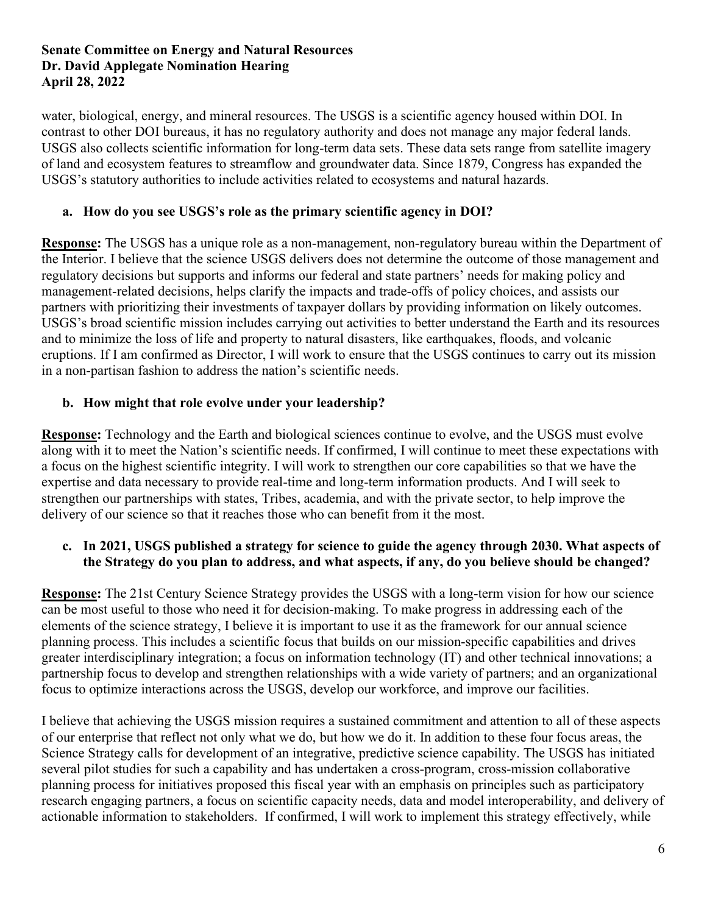water, biological, energy, and mineral resources. The USGS is a scientific agency housed within DOI. In contrast to other DOI bureaus, it has no regulatory authority and does not manage any major federal lands. USGS also collects scientific information for long-term data sets. These data sets range from satellite imagery of land and ecosystem features to streamflow and groundwater data. Since 1879, Congress has expanded the USGS's statutory authorities to include activities related to ecosystems and natural hazards.

**a. How do you see USGS's role as the primary scientific agency in DOI?**

**Response:** The USGS has a unique role as a non-management, non-regulatory bureau within the Department of the Interior. I believe that the science USGS delivers does not determine the outcome of those management and regulatory decisions but supports and informs our federal and state partners' needs for making policy and management-related decisions, helps clarify the impacts and trade-offs of policy choices, and assists our partners with prioritizing their investments of taxpayer dollars by providing information on likely outcomes. USGS's broad scientific mission includes carrying out activities to better understand the Earth and its resources and to minimize the loss of life and property to natural disasters, like earthquakes, floods, and volcanic eruptions. If I am confirmed as Director, I will work to ensure that the USGS continues to carry out its mission in a non-partisan fashion to address the nation's scientific needs.

**b. How might that role evolve under your leadership?**

**Response:** Technology and the Earth and biological sciences continue to evolve, and the USGS must evolve along with it to meet the Nation's scientific needs. If confirmed, I will continue to meet these expectations with a focus on the highest scientific integrity. I will work to strengthen our core capabilities so that we have the expertise and data necessary to provide real-time and long-term information products. And I will seek to strengthen our partnerships with states, Tribes, academia, and with the private sector, to help improve the delivery of our science so that it reaches those who can benefit from it the most.

**c. In 2021, USGS published a strategy for science to guide the agency through 2030. What aspects of the Strategy do you plan to address, and what aspects, if any, do you believe should be changed?**

**Response:** The 21st Century Science Strategy provides the USGS with a long-term vision for how our science can be most useful to those who need it for decision-making. To make progress in addressing each of the elements of the science strategy, I believe it is important to use it as the framework for our annual science planning process. This includes a scientific focus that builds on our mission-specific capabilities and drives greater interdisciplinary integration; a focus on information technology (IT) and other technical innovations; a partnership focus to develop and strengthen relationships with a wide variety of partners; and an organizational focus to optimize interactions across the USGS, develop our workforce, and improve our facilities.

I believe that achieving the USGS mission requires a sustained commitment and attention to all of these aspects of our enterprise that reflect not only what we do, but how we do it. In addition to these four focus areas, the Science Strategy calls for development of an integrative, predictive science capability. The USGS has initiated several pilot studies for such a capability and has undertaken a cross-program, cross-mission collaborative planning process for initiatives proposed this fiscal year with an emphasis on principles such as participatory research engaging partners, a focus on scientific capacity needs, data and model interoperability, and delivery of actionable information to stakeholders. If confirmed, I will work to implement this strategy effectively, while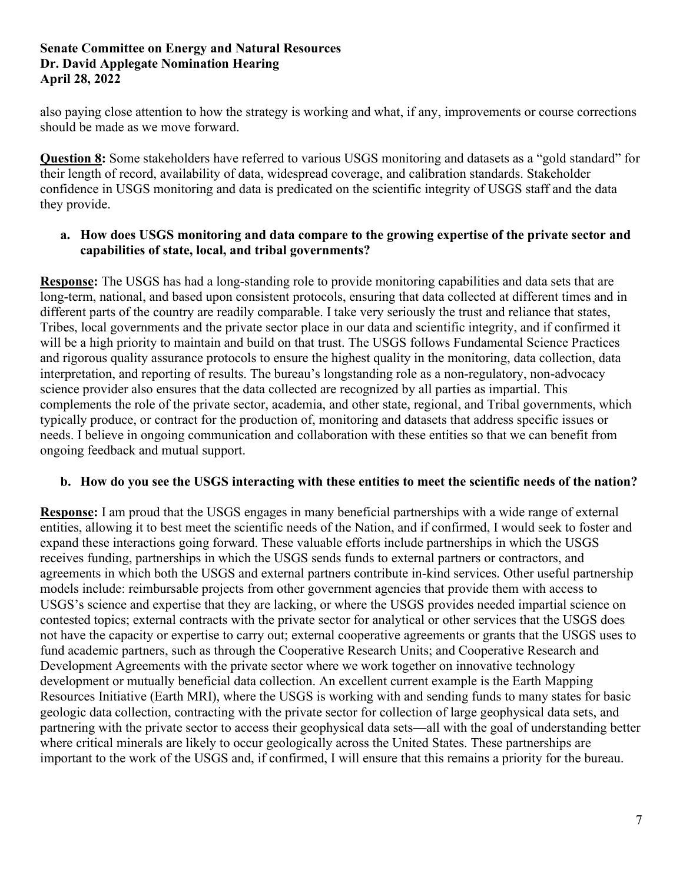also paying close attention to how the strategy is working and what, if any, improvements or course corrections should be made as we move forward.

**Question 8:** Some stakeholders have referred to various USGS monitoring and datasets as a "gold standard" for their length of record, availability of data, widespread coverage, and calibration standards. Stakeholder confidence in USGS monitoring and data is predicated on the scientific integrity of USGS staff and the data they provide.

**a. How does USGS monitoring and data compare to the growing expertise of the private sector and capabilities of state, local, and tribal governments?**

**Response:** The USGS has had a long-standing role to provide monitoring capabilities and data sets that are long-term, national, and based upon consistent protocols, ensuring that data collected at different times and in different parts of the country are readily comparable. I take very seriously the trust and reliance that states, Tribes, local governments and the private sector place in our data and scientific integrity, and if confirmed it will be a high priority to maintain and build on that trust. The USGS follows Fundamental Science Practices and rigorous quality assurance protocols to ensure the highest quality in the monitoring, data collection, data interpretation, and reporting of results. The bureau's longstanding role as a non-regulatory, non-advocacy science provider also ensures that the data collected are recognized by all parties as impartial. This complements the role of the private sector, academia, and other state, regional, and Tribal governments, which typically produce, or contract for the production of, monitoring and datasets that address specific issues or needs. I believe in ongoing communication and collaboration with these entities so that we can benefit from ongoing feedback and mutual support.

**b. How do you see the USGS interacting with these entities to meet the scientific needs of the nation?**

**Response:** I am proud that the USGS engages in many beneficial partnerships with a wide range of external entities, allowing it to best meet the scientific needs of the Nation, and if confirmed, I would seek to foster and expand these interactions going forward. These valuable efforts include partnerships in which the USGS receives funding, partnerships in which the USGS sends funds to external partners or contractors, and agreements in which both the USGS and external partners contribute in-kind services. Other useful partnership models include: reimbursable projects from other government agencies that provide them with access to USGS's science and expertise that they are lacking, or where the USGS provides needed impartial science on contested topics; external contracts with the private sector for analytical or other services that the USGS does not have the capacity or expertise to carry out; external cooperative agreements or grants that the USGS uses to fund academic partners, such as through the Cooperative Research Units; and Cooperative Research and Development Agreements with the private sector where we work together on innovative technology development or mutually beneficial data collection. An excellent current example is the Earth Mapping Resources Initiative (Earth MRI), where the USGS is working with and sending funds to many states for basic geologic data collection, contracting with the private sector for collection of large geophysical data sets, and partnering with the private sector to access their geophysical data sets—all with the goal of understanding better where critical minerals are likely to occur geologically across the United States. These partnerships are important to the work of the USGS and, if confirmed, I will ensure that this remains a priority for the bureau.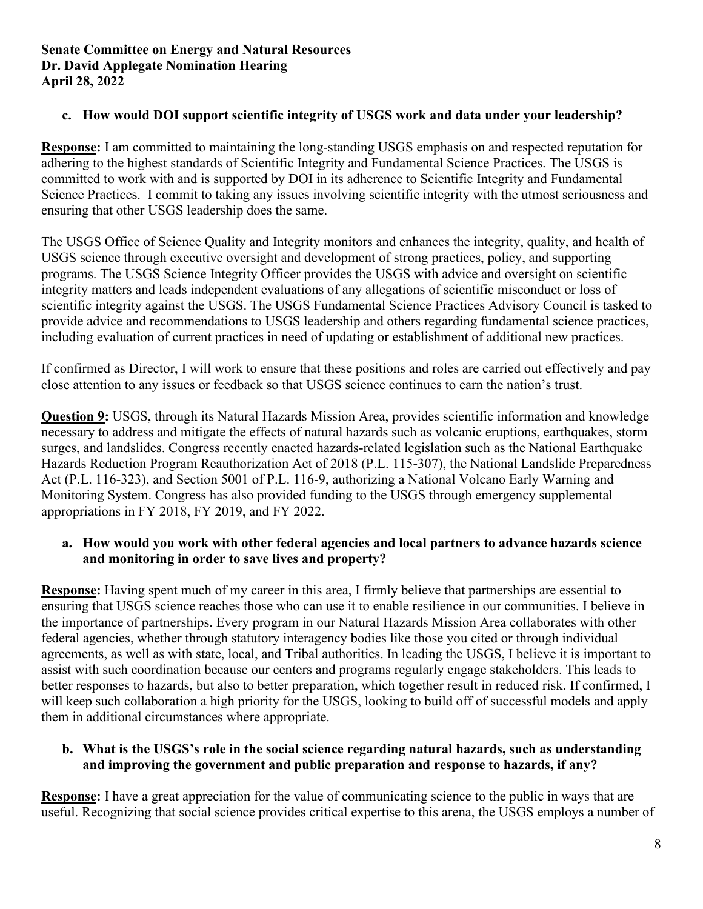**Senate Committee on Energy and Natural Resources**
**Dr. David Applegate Nomination Hearing**
**April 28, 2022**

**c. How would DOI support scientific integrity of USGS work and data under your leadership?**

**Response:** I am committed to maintaining the long-standing USGS emphasis on and respected reputation for adhering to the highest standards of Scientific Integrity and Fundamental Science Practices. The USGS is committed to work with and is supported by DOI in its adherence to Scientific Integrity and Fundamental Science Practices. I commit to taking any issues involving scientific integrity with the utmost seriousness and ensuring that other USGS leadership does the same.

The USGS Office of Science Quality and Integrity monitors and enhances the integrity, quality, and health of USGS science through executive oversight and development of strong practices, policy, and supporting programs. The USGS Science Integrity Officer provides the USGS with advice and oversight on scientific integrity matters and leads independent evaluations of any allegations of scientific misconduct or loss of scientific integrity against the USGS. The USGS Fundamental Science Practices Advisory Council is tasked to provide advice and recommendations to USGS leadership and others regarding fundamental science practices, including evaluation of current practices in need of updating or establishment of additional new practices.

If confirmed as Director, I will work to ensure that these positions and roles are carried out effectively and pay close attention to any issues or feedback so that USGS science continues to earn the nation's trust.

**Question 9:** USGS, through its Natural Hazards Mission Area, provides scientific information and knowledge necessary to address and mitigate the effects of natural hazards such as volcanic eruptions, earthquakes, storm surges, and landslides. Congress recently enacted hazards-related legislation such as the National Earthquake Hazards Reduction Program Reauthorization Act of 2018 (P.L. 115-307), the National Landslide Preparedness Act (P.L. 116-323), and Section 5001 of P.L. 116-9, authorizing a National Volcano Early Warning and Monitoring System. Congress has also provided funding to the USGS through emergency supplemental appropriations in FY 2018, FY 2019, and FY 2022.

**a. How would you work with other federal agencies and local partners to advance hazards science and monitoring in order to save lives and property?**

**Response:** Having spent much of my career in this area, I firmly believe that partnerships are essential to ensuring that USGS science reaches those who can use it to enable resilience in our communities. I believe in the importance of partnerships. Every program in our Natural Hazards Mission Area collaborates with other federal agencies, whether through statutory interagency bodies like those you cited or through individual agreements, as well as with state, local, and Tribal authorities. In leading the USGS, I believe it is important to assist with such coordination because our centers and programs regularly engage stakeholders. This leads to better responses to hazards, but also to better preparation, which together result in reduced risk. If confirmed, I will keep such collaboration a high priority for the USGS, looking to build off of successful models and apply them in additional circumstances where appropriate.

**b. What is the USGS's role in the social science regarding natural hazards, such as understanding and improving the government and public preparation and response to hazards, if any?**

**Response:** I have a great appreciation for the value of communicating science to the public in ways that are useful. Recognizing that social science provides critical expertise to this arena, the USGS employs a number of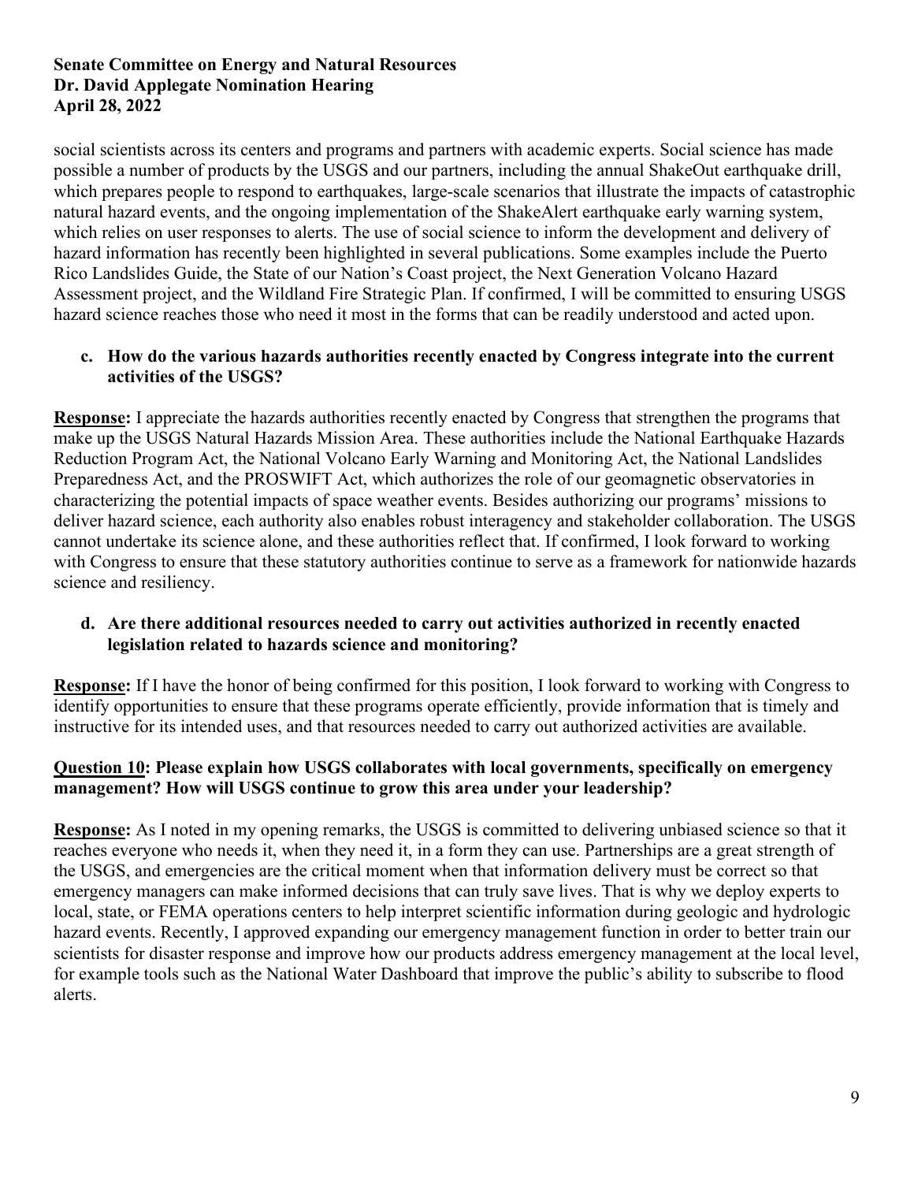social scientists across its centers and programs and partners with academic experts. Social science has made possible a number of products by the USGS and our partners, including the annual ShakeOut earthquake drill, which prepares people to respond to earthquakes, large-scale scenarios that illustrate the impacts of catastrophic natural hazard events, and the ongoing implementation of the ShakeAlert earthquake early warning system, which relies on user responses to alerts. The use of social science to inform the development and delivery of hazard information has recently been highlighted in several publications. Some examples include the Puerto Rico Landslides Guide, the State of our Nation's Coast project, the Next Generation Volcano Hazard Assessment project, and the Wildland Fire Strategic Plan. If confirmed, I will be committed to ensuring USGS hazard science reaches those who need it most in the forms that can be readily understood and acted upon.

**c. How do the various hazards authorities recently enacted by Congress integrate into the current activities of the USGS?**

**Response:** I appreciate the hazards authorities recently enacted by Congress that strengthen the programs that make up the USGS Natural Hazards Mission Area. These authorities include the National Earthquake Hazards Reduction Program Act, the National Volcano Early Warning and Monitoring Act, the National Landslides Preparedness Act, and the PROSWIFT Act, which authorizes the role of our geomagnetic observatories in characterizing the potential impacts of space weather events. Besides authorizing our programs' missions to deliver hazard science, each authority also enables robust interagency and stakeholder collaboration. The USGS cannot undertake its science alone, and these authorities reflect that. If confirmed, I look forward to working with Congress to ensure that these statutory authorities continue to serve as a framework for nationwide hazards science and resiliency.

**d. Are there additional resources needed to carry out activities authorized in recently enacted legislation related to hazards science and monitoring?**

**Response:** If I have the honor of being confirmed for this position, I look forward to working with Congress to identify opportunities to ensure that these programs operate efficiently, provide information that is timely and instructive for its intended uses, and that resources needed to carry out authorized activities are available.

**Question 10: Please explain how USGS collaborates with local governments, specifically on emergency management? How will USGS continue to grow this area under your leadership?**

**Response:** As I noted in my opening remarks, the USGS is committed to delivering unbiased science so that it reaches everyone who needs it, when they need it, in a form they can use. Partnerships are a great strength of the USGS, and emergencies are the critical moment when that information delivery must be correct so that emergency managers can make informed decisions that can truly save lives. That is why we deploy experts to local, state, or FEMA operations centers to help interpret scientific information during geologic and hydrologic hazard events. Recently, I approved expanding our emergency management function in order to better train our scientists for disaster response and improve how our products address emergency management at the local level, for example tools such as the National Water Dashboard that improve the public's ability to subscribe to flood alerts.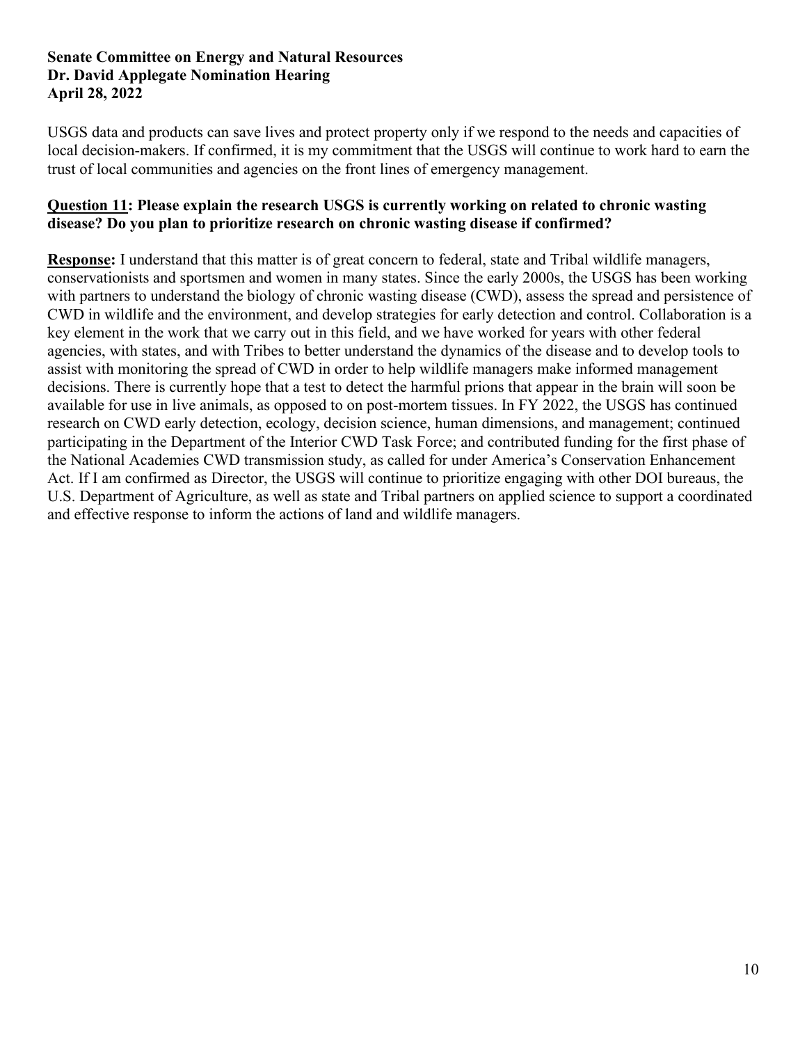USGS data and products can save lives and protect property only if we respond to the needs and capacities of local decision-makers. If confirmed, it is my commitment that the USGS will continue to work hard to earn the trust of local communities and agencies on the front lines of emergency management.

**Question 11: Please explain the research USGS is currently working on related to chronic wasting disease? Do you plan to prioritize research on chronic wasting disease if confirmed?**

**Response:** I understand that this matter is of great concern to federal, state and Tribal wildlife managers, conservationists and sportsmen and women in many states. Since the early 2000s, the USGS has been working with partners to understand the biology of chronic wasting disease (CWD), assess the spread and persistence of CWD in wildlife and the environment, and develop strategies for early detection and control. Collaboration is a key element in the work that we carry out in this field, and we have worked for years with other federal agencies, with states, and with Tribes to better understand the dynamics of the disease and to develop tools to assist with monitoring the spread of CWD in order to help wildlife managers make informed management decisions. There is currently hope that a test to detect the harmful prions that appear in the brain will soon be available for use in live animals, as opposed to on post-mortem tissues. In FY 2022, the USGS has continued research on CWD early detection, ecology, decision science, human dimensions, and management; continued participating in the Department of the Interior CWD Task Force; and contributed funding for the first phase of the National Academies CWD transmission study, as called for under America's Conservation Enhancement Act. If I am confirmed as Director, the USGS will continue to prioritize engaging with other DOI bureaus, the U.S. Department of Agriculture, as well as state and Tribal partners on applied science to support a coordinated and effective response to inform the actions of land and wildlife managers.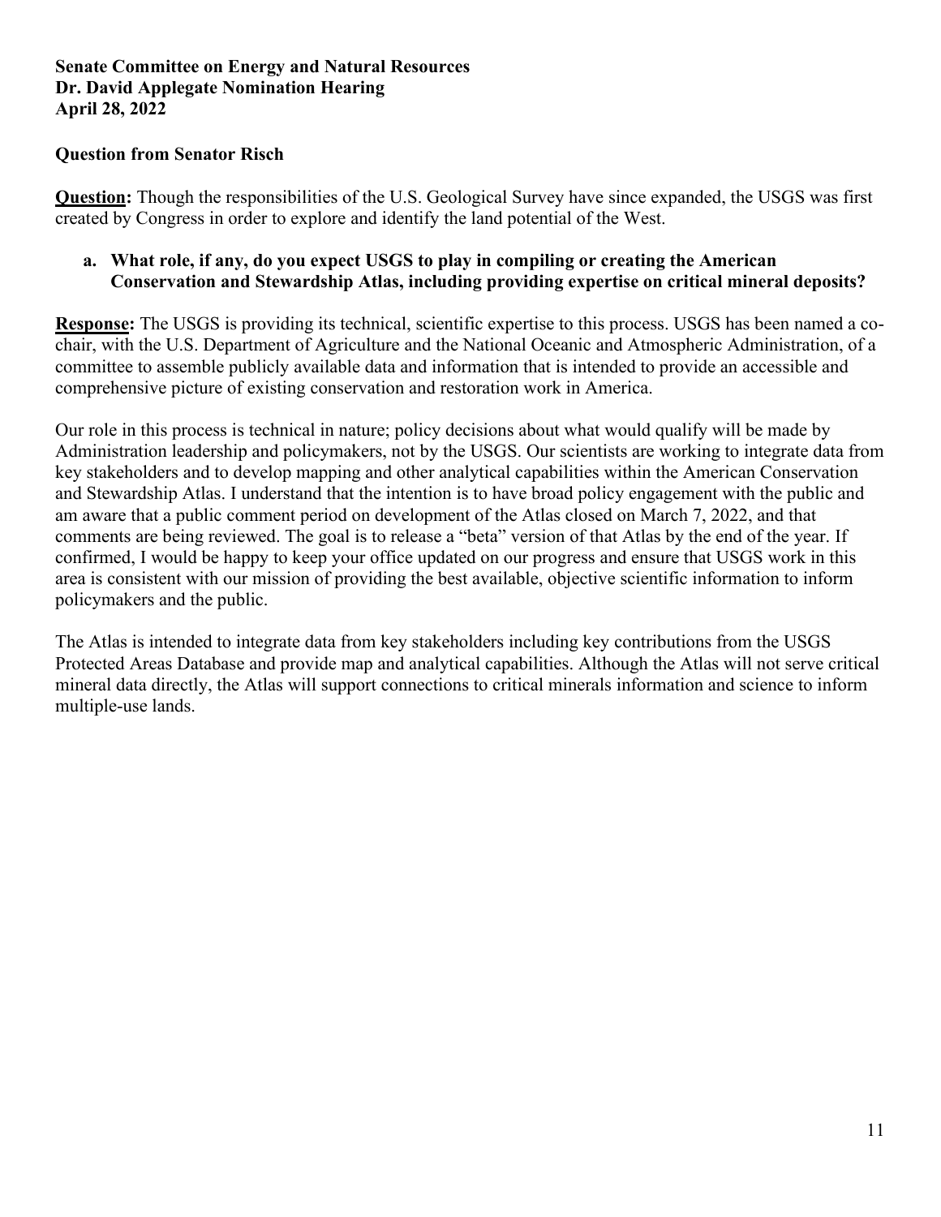**Senate Committee on Energy and Natural Resources**
**Dr. David Applegate Nomination Hearing**
**April 28, 2022**

**Question from Senator Risch**

**Question:** Though the responsibilities of the U.S. Geological Survey have since expanded, the USGS was first created by Congress in order to explore and identify the land potential of the West.

a. **What role, if any, do you expect USGS to play in compiling or creating the American Conservation and Stewardship Atlas, including providing expertise on critical mineral deposits?**

**Response:** The USGS is providing its technical, scientific expertise to this process. USGS has been named a co-chair, with the U.S. Department of Agriculture and the National Oceanic and Atmospheric Administration, of a committee to assemble publicly available data and information that is intended to provide an accessible and comprehensive picture of existing conservation and restoration work in America.

Our role in this process is technical in nature; policy decisions about what would qualify will be made by Administration leadership and policymakers, not by the USGS. Our scientists are working to integrate data from key stakeholders and to develop mapping and other analytical capabilities within the American Conservation and Stewardship Atlas. I understand that the intention is to have broad policy engagement with the public and am aware that a public comment period on development of the Atlas closed on March 7, 2022, and that comments are being reviewed. The goal is to release a "beta" version of that Atlas by the end of the year. If confirmed, I would be happy to keep your office updated on our progress and ensure that USGS work in this area is consistent with our mission of providing the best available, objective scientific information to inform policymakers and the public.

The Atlas is intended to integrate data from key stakeholders including key contributions from the USGS Protected Areas Database and provide map and analytical capabilities. Although the Atlas will not serve critical mineral data directly, the Atlas will support connections to critical minerals information and science to inform multiple-use lands.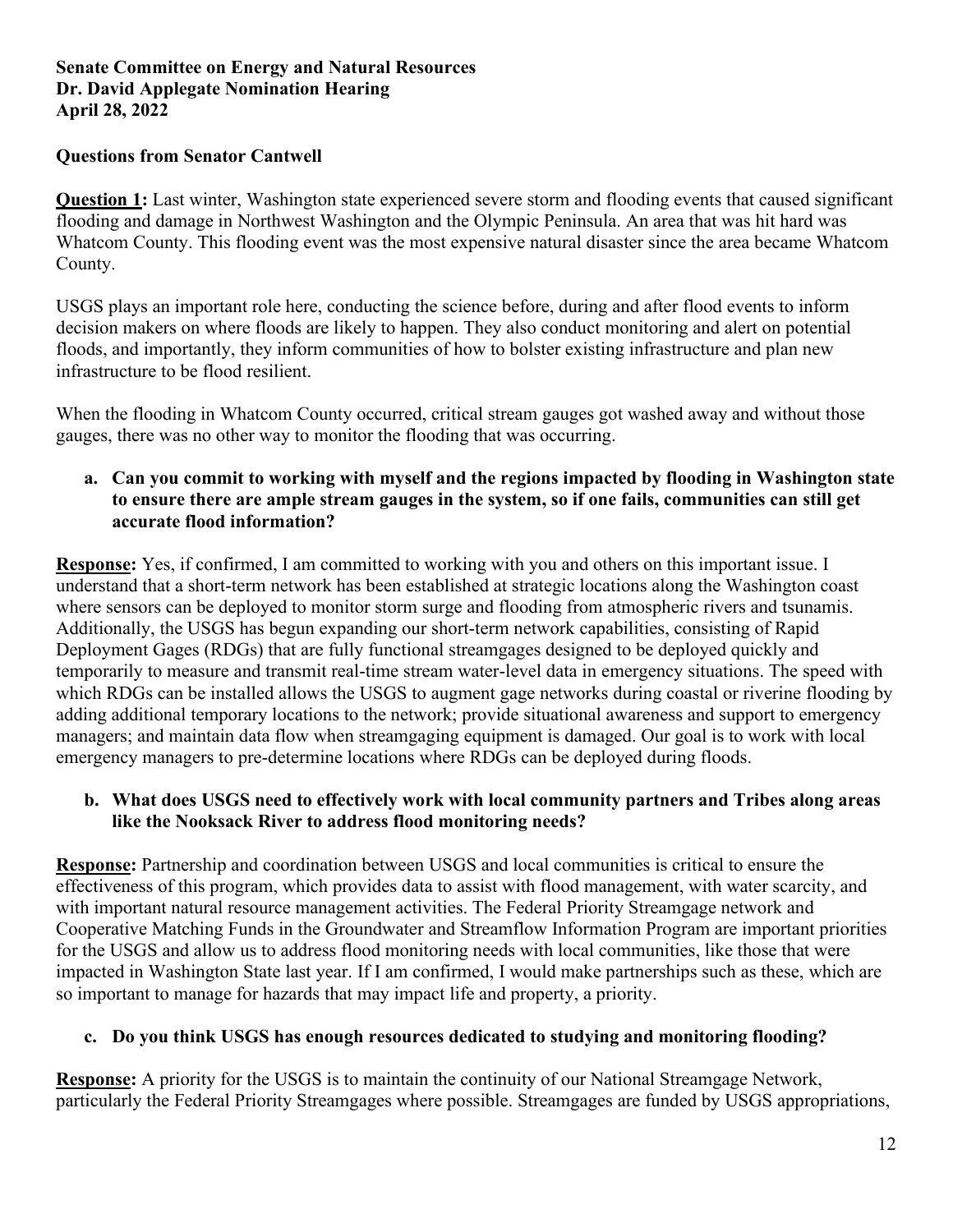**Senate Committee on Energy and Natural Resources**
**Dr. David Applegate Nomination Hearing**
**April 28, 2022**

**Questions from Senator Cantwell**

**Question 1:** Last winter, Washington state experienced severe storm and flooding events that caused significant flooding and damage in Northwest Washington and the Olympic Peninsula. An area that was hit hard was Whatcom County. This flooding event was the most expensive natural disaster since the area became Whatcom County.

USGS plays an important role here, conducting the science before, during and after flood events to inform decision makers on where floods are likely to happen. They also conduct monitoring and alert on potential floods, and importantly, they inform communities of how to bolster existing infrastructure and plan new infrastructure to be flood resilient.

When the flooding in Whatcom County occurred, critical stream gauges got washed away and without those gauges, there was no other way to monitor the flooding that was occurring.

**a. Can you commit to working with myself and the regions impacted by flooding in Washington state to ensure there are ample stream gauges in the system, so if one fails, communities can still get accurate flood information?**

**Response:** Yes, if confirmed, I am committed to working with you and others on this important issue. I understand that a short-term network has been established at strategic locations along the Washington coast where sensors can be deployed to monitor storm surge and flooding from atmospheric rivers and tsunamis. Additionally, the USGS has begun expanding our short-term network capabilities, consisting of Rapid Deployment Gages (RDGs) that are fully functional streamgages designed to be deployed quickly and temporarily to measure and transmit real-time stream water-level data in emergency situations. The speed with which RDGs can be installed allows the USGS to augment gage networks during coastal or riverine flooding by adding additional temporary locations to the network; provide situational awareness and support to emergency managers; and maintain data flow when streamgaging equipment is damaged. Our goal is to work with local emergency managers to pre-determine locations where RDGs can be deployed during floods.

**b. What does USGS need to effectively work with local community partners and Tribes along areas like the Nooksack River to address flood monitoring needs?**

**Response:** Partnership and coordination between USGS and local communities is critical to ensure the effectiveness of this program, which provides data to assist with flood management, with water scarcity, and with important natural resource management activities. The Federal Priority Streamgage network and Cooperative Matching Funds in the Groundwater and Streamflow Information Program are important priorities for the USGS and allow us to address flood monitoring needs with local communities, like those that were impacted in Washington State last year. If I am confirmed, I would make partnerships such as these, which are so important to manage for hazards that may impact life and property, a priority.

**c. Do you think USGS has enough resources dedicated to studying and monitoring flooding?**

**Response:** A priority for the USGS is to maintain the continuity of our National Streamgage Network, particularly the Federal Priority Streamgages where possible. Streamgages are funded by USGS appropriations,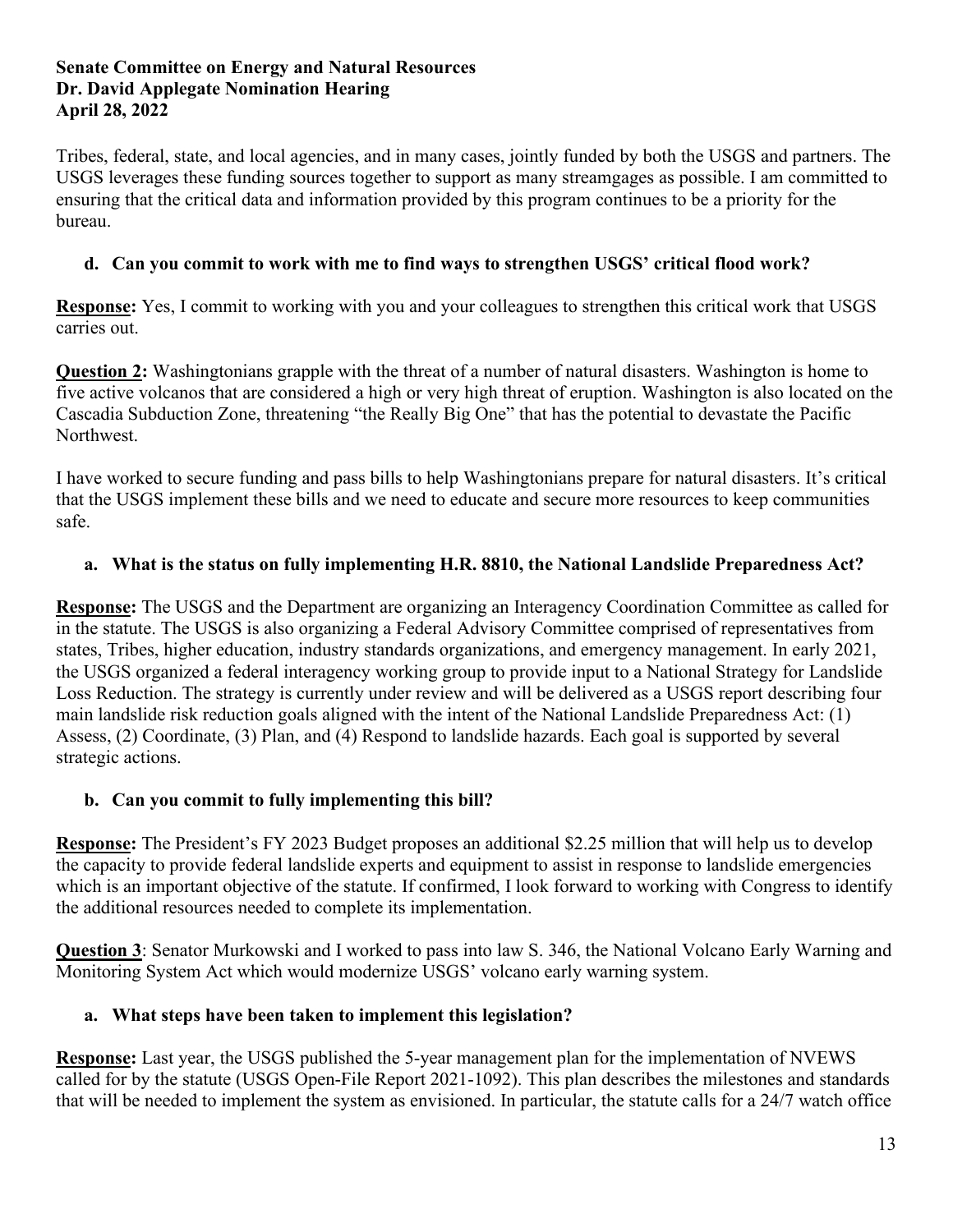Tribes, federal, state, and local agencies, and in many cases, jointly funded by both the USGS and partners. The USGS leverages these funding sources together to support as many streamgages as possible. I am committed to ensuring that the critical data and information provided by this program continues to be a priority for the bureau.

**d. Can you commit to work with me to find ways to strengthen USGS' critical flood work?**

**Response:** Yes, I commit to working with you and your colleagues to strengthen this critical work that USGS carries out.

**Question 2:** Washingtonians grapple with the threat of a number of natural disasters. Washington is home to five active volcanos that are considered a high or very high threat of eruption. Washington is also located on the Cascadia Subduction Zone, threatening "the Really Big One" that has the potential to devastate the Pacific Northwest.

I have worked to secure funding and pass bills to help Washingtonians prepare for natural disasters. It's critical that the USGS implement these bills and we need to educate and secure more resources to keep communities safe.

**a. What is the status on fully implementing H.R. 8810, the National Landslide Preparedness Act?**

**Response:** The USGS and the Department are organizing an Interagency Coordination Committee as called for in the statute. The USGS is also organizing a Federal Advisory Committee comprised of representatives from states, Tribes, higher education, industry standards organizations, and emergency management. In early 2021, the USGS organized a federal interagency working group to provide input to a National Strategy for Landslide Loss Reduction. The strategy is currently under review and will be delivered as a USGS report describing four main landslide risk reduction goals aligned with the intent of the National Landslide Preparedness Act: (1) Assess, (2) Coordinate, (3) Plan, and (4) Respond to landslide hazards. Each goal is supported by several strategic actions.

**b. Can you commit to fully implementing this bill?**

**Response:** The President's FY 2023 Budget proposes an additional $2.25 million that will help us to develop the capacity to provide federal landslide experts and equipment to assist in response to landslide emergencies which is an important objective of the statute. If confirmed, I look forward to working with Congress to identify the additional resources needed to complete its implementation.

**Question 3**: Senator Murkowski and I worked to pass into law S. 346, the National Volcano Early Warning and Monitoring System Act which would modernize USGS' volcano early warning system.

**a. What steps have been taken to implement this legislation?**

**Response:** Last year, the USGS published the 5-year management plan for the implementation of NVEWS called for by the statute (USGS Open-File Report 2021-1092). This plan describes the milestones and standards that will be needed to implement the system as envisioned. In particular, the statute calls for a 24/7 watch office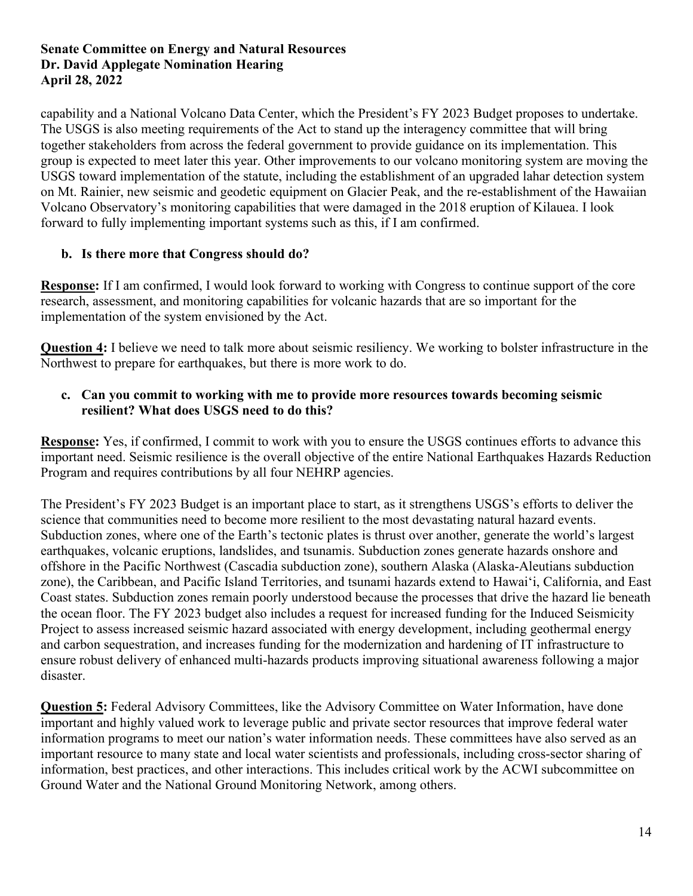capability and a National Volcano Data Center, which the President's FY 2023 Budget proposes to undertake. The USGS is also meeting requirements of the Act to stand up the interagency committee that will bring together stakeholders from across the federal government to provide guidance on its implementation. This group is expected to meet later this year. Other improvements to our volcano monitoring system are moving the USGS toward implementation of the statute, including the establishment of an upgraded lahar detection system on Mt. Rainier, new seismic and geodetic equipment on Glacier Peak, and the re-establishment of the Hawaiian Volcano Observatory's monitoring capabilities that were damaged in the 2018 eruption of Kilauea. I look forward to fully implementing important systems such as this, if I am confirmed.

**b. Is there more that Congress should do?**

**Response:** If I am confirmed, I would look forward to working with Congress to continue support of the core research, assessment, and monitoring capabilities for volcanic hazards that are so important for the implementation of the system envisioned by the Act.

**Question 4:** I believe we need to talk more about seismic resiliency. We working to bolster infrastructure in the Northwest to prepare for earthquakes, but there is more work to do.

**c. Can you commit to working with me to provide more resources towards becoming seismic resilient? What does USGS need to do this?**

**Response:** Yes, if confirmed, I commit to work with you to ensure the USGS continues efforts to advance this important need. Seismic resilience is the overall objective of the entire National Earthquakes Hazards Reduction Program and requires contributions by all four NEHRP agencies.

The President's FY 2023 Budget is an important place to start, as it strengthens USGS's efforts to deliver the science that communities need to become more resilient to the most devastating natural hazard events. Subduction zones, where one of the Earth's tectonic plates is thrust over another, generate the world's largest earthquakes, volcanic eruptions, landslides, and tsunamis. Subduction zones generate hazards onshore and offshore in the Pacific Northwest (Cascadia subduction zone), southern Alaska (Alaska-Aleutians subduction zone), the Caribbean, and Pacific Island Territories, and tsunami hazards extend to Hawaiʻi, California, and East Coast states. Subduction zones remain poorly understood because the processes that drive the hazard lie beneath the ocean floor. The FY 2023 budget also includes a request for increased funding for the Induced Seismicity Project to assess increased seismic hazard associated with energy development, including geothermal energy and carbon sequestration, and increases funding for the modernization and hardening of IT infrastructure to ensure robust delivery of enhanced multi-hazards products improving situational awareness following a major disaster.

**Question 5:** Federal Advisory Committees, like the Advisory Committee on Water Information, have done important and highly valued work to leverage public and private sector resources that improve federal water information programs to meet our nation's water information needs. These committees have also served as an important resource to many state and local water scientists and professionals, including cross-sector sharing of information, best practices, and other interactions. This includes critical work by the ACWI subcommittee on Ground Water and the National Ground Monitoring Network, among others.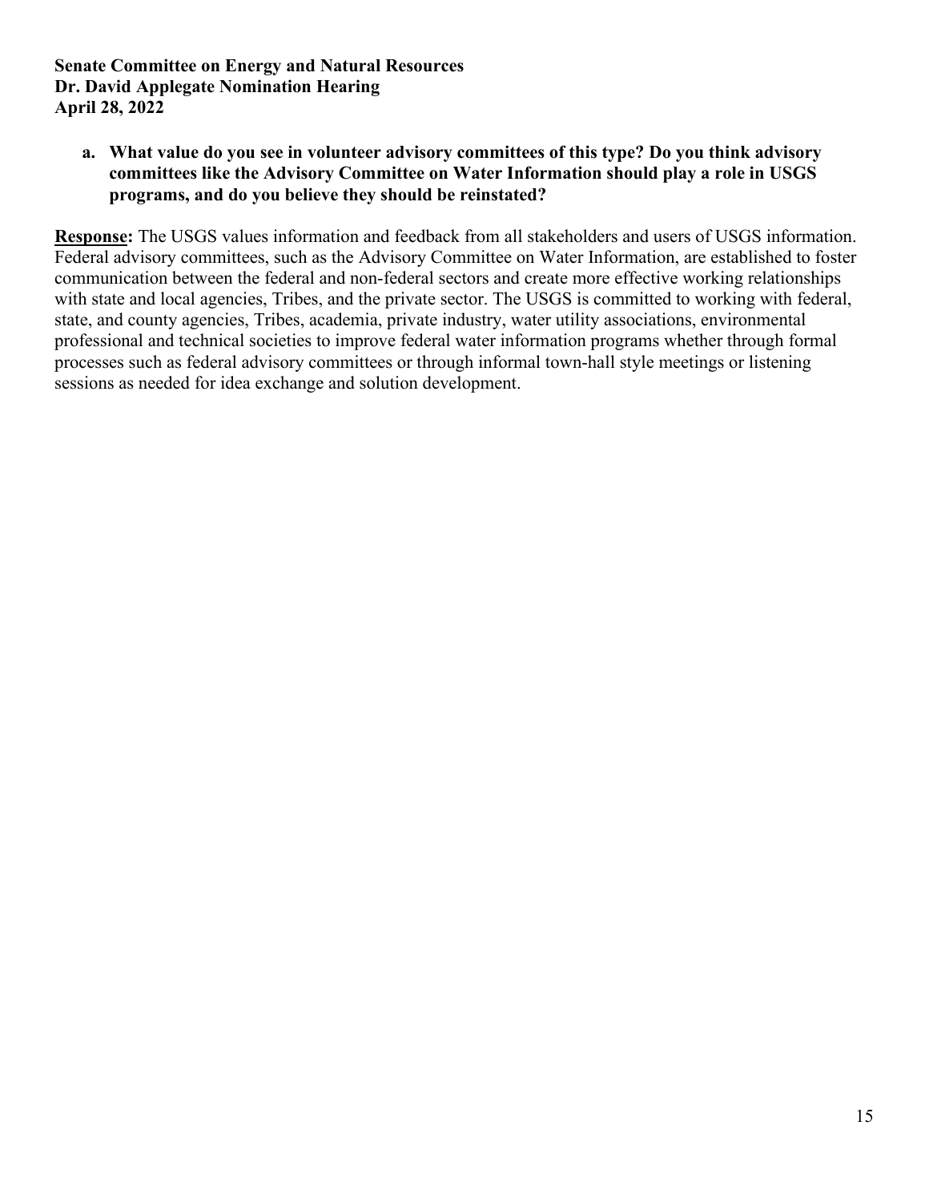**Senate Committee on Energy and Natural Resources**
**Dr. David Applegate Nomination Hearing**
**April 28, 2022**

a. **What value do you see in volunteer advisory committees of this type? Do you think advisory committees like the Advisory Committee on Water Information should play a role in USGS programs, and do you believe they should be reinstated?**

**Response:** The USGS values information and feedback from all stakeholders and users of USGS information. Federal advisory committees, such as the Advisory Committee on Water Information, are established to foster communication between the federal and non-federal sectors and create more effective working relationships with state and local agencies, Tribes, and the private sector. The USGS is committed to working with federal, state, and county agencies, Tribes, academia, private industry, water utility associations, environmental professional and technical societies to improve federal water information programs whether through formal processes such as federal advisory committees or through informal town-hall style meetings or listening sessions as needed for idea exchange and solution development.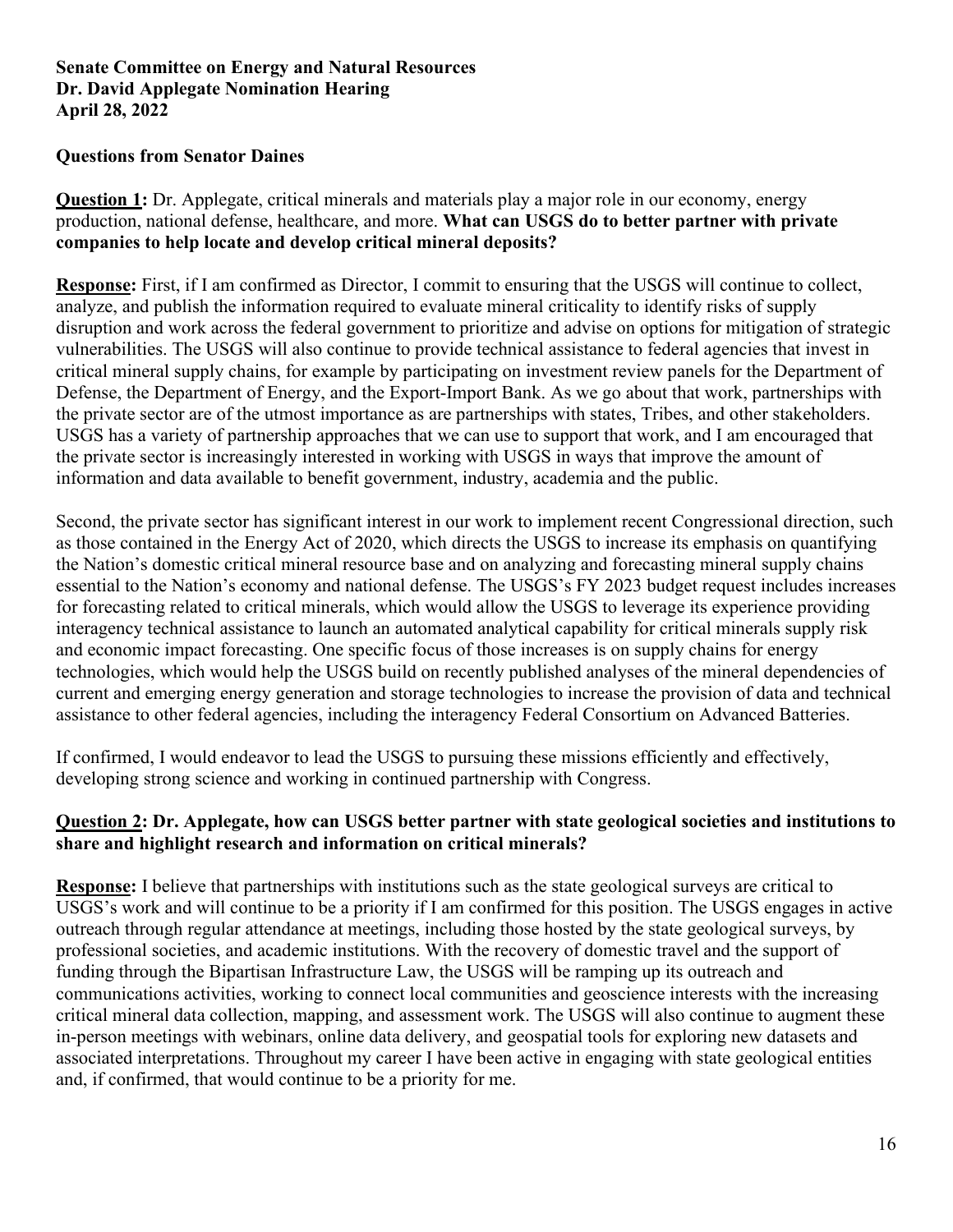**Senate Committee on Energy and Natural Resources**
**Dr. David Applegate Nomination Hearing**
**April 28, 2022**

**Questions from Senator Daines**

**Question 1:** Dr. Applegate, critical minerals and materials play a major role in our economy, energy production, national defense, healthcare, and more. **What can USGS do to better partner with private companies to help locate and develop critical mineral deposits?**

**Response:** First, if I am confirmed as Director, I commit to ensuring that the USGS will continue to collect, analyze, and publish the information required to evaluate mineral criticality to identify risks of supply disruption and work across the federal government to prioritize and advise on options for mitigation of strategic vulnerabilities. The USGS will also continue to provide technical assistance to federal agencies that invest in critical mineral supply chains, for example by participating on investment review panels for the Department of Defense, the Department of Energy, and the Export-Import Bank. As we go about that work, partnerships with the private sector are of the utmost importance as are partnerships with states, Tribes, and other stakeholders. USGS has a variety of partnership approaches that we can use to support that work, and I am encouraged that the private sector is increasingly interested in working with USGS in ways that improve the amount of information and data available to benefit government, industry, academia and the public.

Second, the private sector has significant interest in our work to implement recent Congressional direction, such as those contained in the Energy Act of 2020, which directs the USGS to increase its emphasis on quantifying the Nation's domestic critical mineral resource base and on analyzing and forecasting mineral supply chains essential to the Nation's economy and national defense. The USGS's FY 2023 budget request includes increases for forecasting related to critical minerals, which would allow the USGS to leverage its experience providing interagency technical assistance to launch an automated analytical capability for critical minerals supply risk and economic impact forecasting. One specific focus of those increases is on supply chains for energy technologies, which would help the USGS build on recently published analyses of the mineral dependencies of current and emerging energy generation and storage technologies to increase the provision of data and technical assistance to other federal agencies, including the interagency Federal Consortium on Advanced Batteries.

If confirmed, I would endeavor to lead the USGS to pursuing these missions efficiently and effectively, developing strong science and working in continued partnership with Congress.

**Question 2: Dr. Applegate, how can USGS better partner with state geological societies and institutions to share and highlight research and information on critical minerals?**

**Response:** I believe that partnerships with institutions such as the state geological surveys are critical to USGS's work and will continue to be a priority if I am confirmed for this position. The USGS engages in active outreach through regular attendance at meetings, including those hosted by the state geological surveys, by professional societies, and academic institutions. With the recovery of domestic travel and the support of funding through the Bipartisan Infrastructure Law, the USGS will be ramping up its outreach and communications activities, working to connect local communities and geoscience interests with the increasing critical mineral data collection, mapping, and assessment work. The USGS will also continue to augment these in-person meetings with webinars, online data delivery, and geospatial tools for exploring new datasets and associated interpretations. Throughout my career I have been active in engaging with state geological entities and, if confirmed, that would continue to be a priority for me.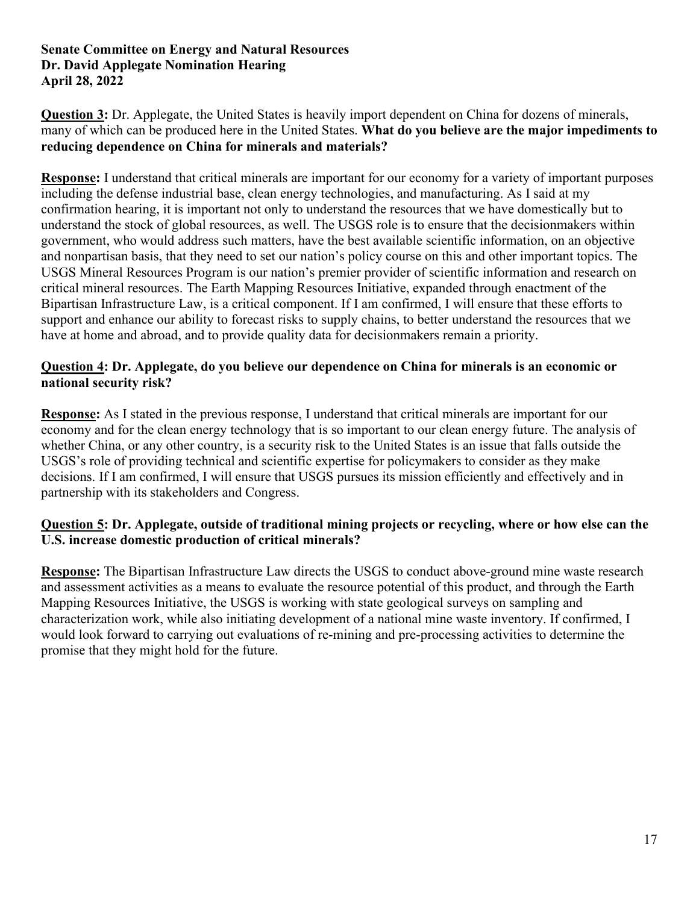**Senate Committee on Energy and Natural Resources**
**Dr. David Applegate Nomination Hearing**
**April 28, 2022**

**Question 3:** Dr. Applegate, the United States is heavily import dependent on China for dozens of minerals, many of which can be produced here in the United States. **What do you believe are the major impediments to reducing dependence on China for minerals and materials?**

**Response:** I understand that critical minerals are important for our economy for a variety of important purposes including the defense industrial base, clean energy technologies, and manufacturing. As I said at my confirmation hearing, it is important not only to understand the resources that we have domestically but to understand the stock of global resources, as well. The USGS role is to ensure that the decisionmakers within government, who would address such matters, have the best available scientific information, on an objective and nonpartisan basis, that they need to set our nation's policy course on this and other important topics. The USGS Mineral Resources Program is our nation's premier provider of scientific information and research on critical mineral resources. The Earth Mapping Resources Initiative, expanded through enactment of the Bipartisan Infrastructure Law, is a critical component. If I am confirmed, I will ensure that these efforts to support and enhance our ability to forecast risks to supply chains, to better understand the resources that we have at home and abroad, and to provide quality data for decisionmakers remain a priority.

**Question 4: Dr. Applegate, do you believe our dependence on China for minerals is an economic or national security risk?**

**Response:** As I stated in the previous response, I understand that critical minerals are important for our economy and for the clean energy technology that is so important to our clean energy future. The analysis of whether China, or any other country, is a security risk to the United States is an issue that falls outside the USGS's role of providing technical and scientific expertise for policymakers to consider as they make decisions. If I am confirmed, I will ensure that USGS pursues its mission efficiently and effectively and in partnership with its stakeholders and Congress.

**Question 5: Dr. Applegate, outside of traditional mining projects or recycling, where or how else can the U.S. increase domestic production of critical minerals?**

**Response:** The Bipartisan Infrastructure Law directs the USGS to conduct above-ground mine waste research and assessment activities as a means to evaluate the resource potential of this product, and through the Earth Mapping Resources Initiative, the USGS is working with state geological surveys on sampling and characterization work, while also initiating development of a national mine waste inventory. If confirmed, I would look forward to carrying out evaluations of re-mining and pre-processing activities to determine the promise that they might hold for the future.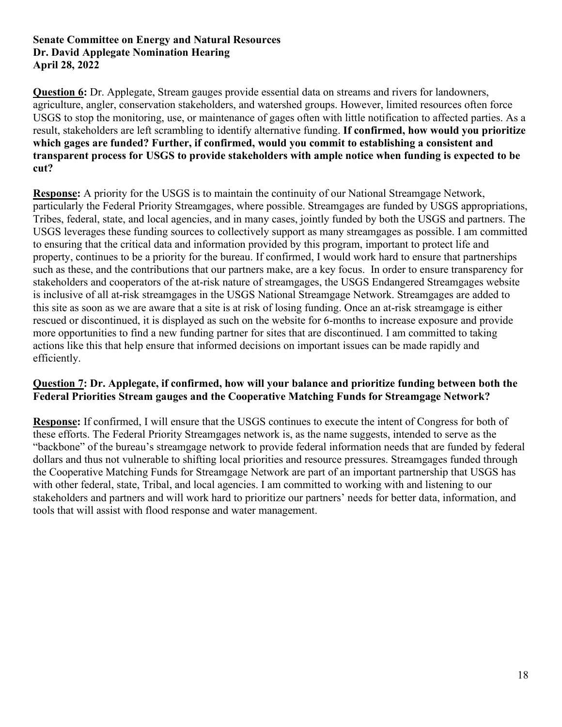**Senate Committee on Energy and Natural Resources**
**Dr. David Applegate Nomination Hearing**
**April 28, 2022**

**Question 6:** Dr. Applegate, Stream gauges provide essential data on streams and rivers for landowners, agriculture, angler, conservation stakeholders, and watershed groups. However, limited resources often force USGS to stop the monitoring, use, or maintenance of gages often with little notification to affected parties. As a result, stakeholders are left scrambling to identify alternative funding. **If confirmed, how would you prioritize which gages are funded? Further, if confirmed, would you commit to establishing a consistent and transparent process for USGS to provide stakeholders with ample notice when funding is expected to be cut?**

**Response:** A priority for the USGS is to maintain the continuity of our National Streamgage Network, particularly the Federal Priority Streamgages, where possible. Streamgages are funded by USGS appropriations, Tribes, federal, state, and local agencies, and in many cases, jointly funded by both the USGS and partners. The USGS leverages these funding sources to collectively support as many streamgages as possible. I am committed to ensuring that the critical data and information provided by this program, important to protect life and property, continues to be a priority for the bureau. If confirmed, I would work hard to ensure that partnerships such as these, and the contributions that our partners make, are a key focus. In order to ensure transparency for stakeholders and cooperators of the at-risk nature of streamgages, the USGS Endangered Streamgages website is inclusive of all at-risk streamgages in the USGS National Streamgage Network. Streamgages are added to this site as soon as we are aware that a site is at risk of losing funding. Once an at-risk streamgage is either rescued or discontinued, it is displayed as such on the website for 6-months to increase exposure and provide more opportunities to find a new funding partner for sites that are discontinued. I am committed to taking actions like this that help ensure that informed decisions on important issues can be made rapidly and efficiently.

**Question 7: Dr. Applegate, if confirmed, how will your balance and prioritize funding between both the Federal Priorities Stream gauges and the Cooperative Matching Funds for Streamgage Network?**

**Response:** If confirmed, I will ensure that the USGS continues to execute the intent of Congress for both of these efforts. The Federal Priority Streamgages network is, as the name suggests, intended to serve as the "backbone" of the bureau's streamgage network to provide federal information needs that are funded by federal dollars and thus not vulnerable to shifting local priorities and resource pressures. Streamgages funded through the Cooperative Matching Funds for Streamgage Network are part of an important partnership that USGS has with other federal, state, Tribal, and local agencies. I am committed to working with and listening to our stakeholders and partners and will work hard to prioritize our partners' needs for better data, information, and tools that will assist with flood response and water management.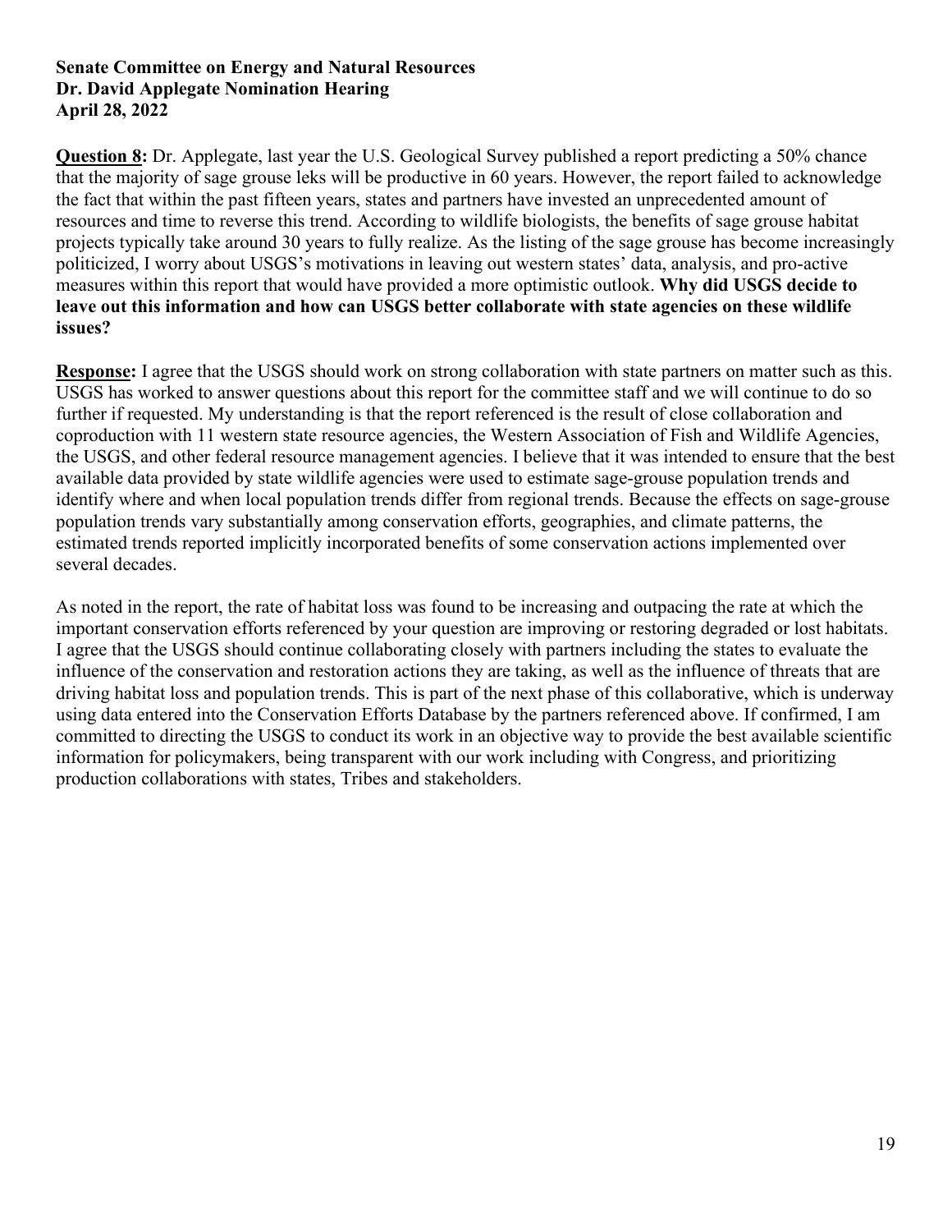**Senate Committee on Energy and Natural Resources**
**Dr. David Applegate Nomination Hearing**
**April 28, 2022**

**Question 8:** Dr. Applegate, last year the U.S. Geological Survey published a report predicting a 50% chance that the majority of sage grouse leks will be productive in 60 years. However, the report failed to acknowledge the fact that within the past fifteen years, states and partners have invested an unprecedented amount of resources and time to reverse this trend. According to wildlife biologists, the benefits of sage grouse habitat projects typically take around 30 years to fully realize. As the listing of the sage grouse has become increasingly politicized, I worry about USGS's motivations in leaving out western states' data, analysis, and pro-active measures within this report that would have provided a more optimistic outlook. **Why did USGS decide to leave out this information and how can USGS better collaborate with state agencies on these wildlife issues?**

**Response:** I agree that the USGS should work on strong collaboration with state partners on matter such as this. USGS has worked to answer questions about this report for the committee staff and we will continue to do so further if requested. My understanding is that the report referenced is the result of close collaboration and coproduction with 11 western state resource agencies, the Western Association of Fish and Wildlife Agencies, the USGS, and other federal resource management agencies. I believe that it was intended to ensure that the best available data provided by state wildlife agencies were used to estimate sage-grouse population trends and identify where and when local population trends differ from regional trends. Because the effects on sage-grouse population trends vary substantially among conservation efforts, geographies, and climate patterns, the estimated trends reported implicitly incorporated benefits of some conservation actions implemented over several decades.

As noted in the report, the rate of habitat loss was found to be increasing and outpacing the rate at which the important conservation efforts referenced by your question are improving or restoring degraded or lost habitats. I agree that the USGS should continue collaborating closely with partners including the states to evaluate the influence of the conservation and restoration actions they are taking, as well as the influence of threats that are driving habitat loss and population trends. This is part of the next phase of this collaborative, which is underway using data entered into the Conservation Efforts Database by the partners referenced above. If confirmed, I am committed to directing the USGS to conduct its work in an objective way to provide the best available scientific information for policymakers, being transparent with our work including with Congress, and prioritizing production collaborations with states, Tribes and stakeholders.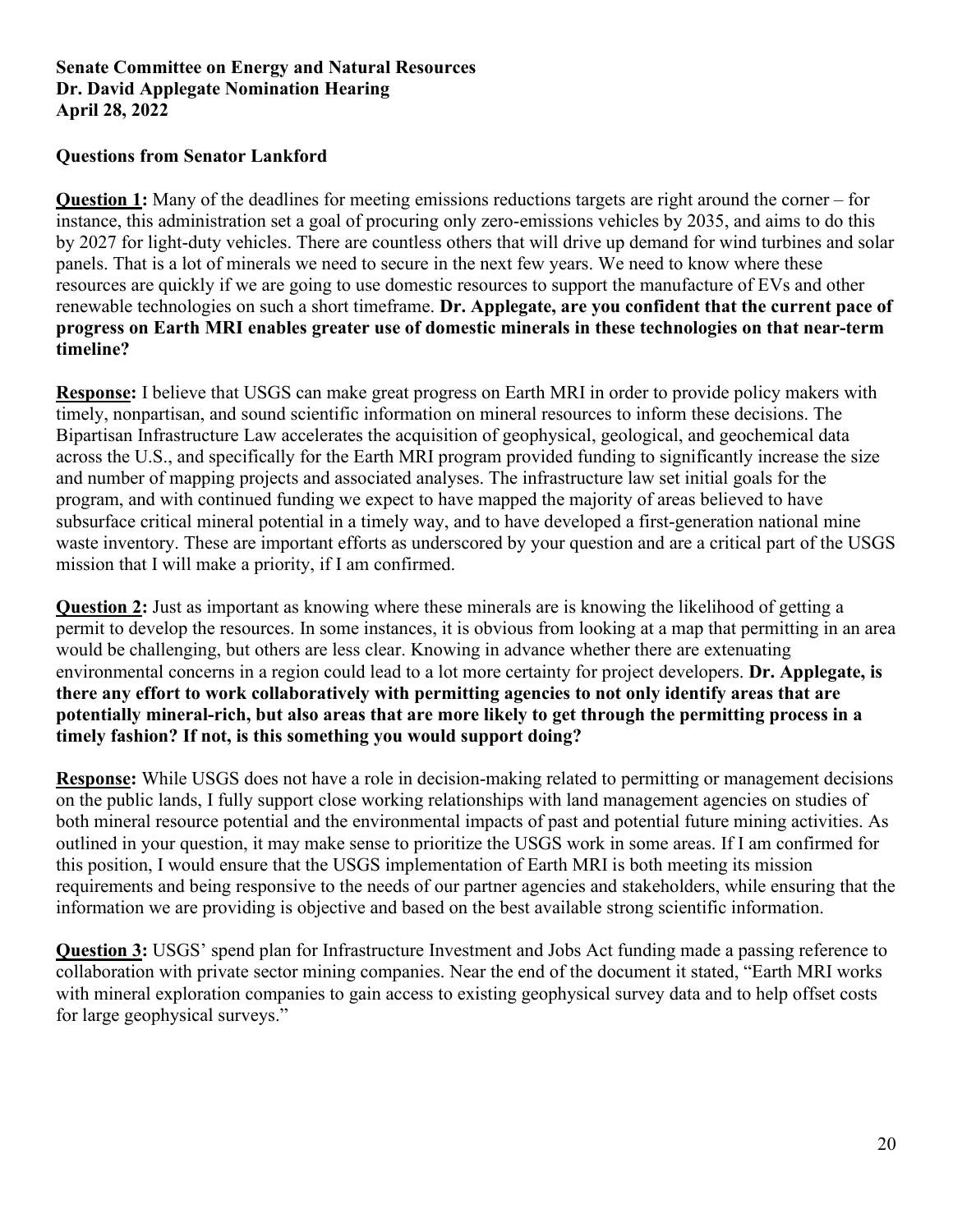**Senate Committee on Energy and Natural Resources**
**Dr. David Applegate Nomination Hearing**
**April 28, 2022**

**Questions from Senator Lankford**

**Question 1:** Many of the deadlines for meeting emissions reductions targets are right around the corner – for instance, this administration set a goal of procuring only zero-emissions vehicles by 2035, and aims to do this by 2027 for light-duty vehicles. There are countless others that will drive up demand for wind turbines and solar panels. That is a lot of minerals we need to secure in the next few years. We need to know where these resources are quickly if we are going to use domestic resources to support the manufacture of EVs and other renewable technologies on such a short timeframe. **Dr. Applegate, are you confident that the current pace of progress on Earth MRI enables greater use of domestic minerals in these technologies on that near-term timeline?**

**Response:** I believe that USGS can make great progress on Earth MRI in order to provide policy makers with timely, nonpartisan, and sound scientific information on mineral resources to inform these decisions. The Bipartisan Infrastructure Law accelerates the acquisition of geophysical, geological, and geochemical data across the U.S., and specifically for the Earth MRI program provided funding to significantly increase the size and number of mapping projects and associated analyses. The infrastructure law set initial goals for the program, and with continued funding we expect to have mapped the majority of areas believed to have subsurface critical mineral potential in a timely way, and to have developed a first-generation national mine waste inventory. These are important efforts as underscored by your question and are a critical part of the USGS mission that I will make a priority, if I am confirmed.

**Question 2:** Just as important as knowing where these minerals are is knowing the likelihood of getting a permit to develop the resources. In some instances, it is obvious from looking at a map that permitting in an area would be challenging, but others are less clear. Knowing in advance whether there are extenuating environmental concerns in a region could lead to a lot more certainty for project developers. **Dr. Applegate, is there any effort to work collaboratively with permitting agencies to not only identify areas that are potentially mineral-rich, but also areas that are more likely to get through the permitting process in a timely fashion? If not, is this something you would support doing?**

**Response:** While USGS does not have a role in decision-making related to permitting or management decisions on the public lands, I fully support close working relationships with land management agencies on studies of both mineral resource potential and the environmental impacts of past and potential future mining activities. As outlined in your question, it may make sense to prioritize the USGS work in some areas. If I am confirmed for this position, I would ensure that the USGS implementation of Earth MRI is both meeting its mission requirements and being responsive to the needs of our partner agencies and stakeholders, while ensuring that the information we are providing is objective and based on the best available strong scientific information.

**Question 3:** USGS' spend plan for Infrastructure Investment and Jobs Act funding made a passing reference to collaboration with private sector mining companies. Near the end of the document it stated, "Earth MRI works with mineral exploration companies to gain access to existing geophysical survey data and to help offset costs for large geophysical surveys."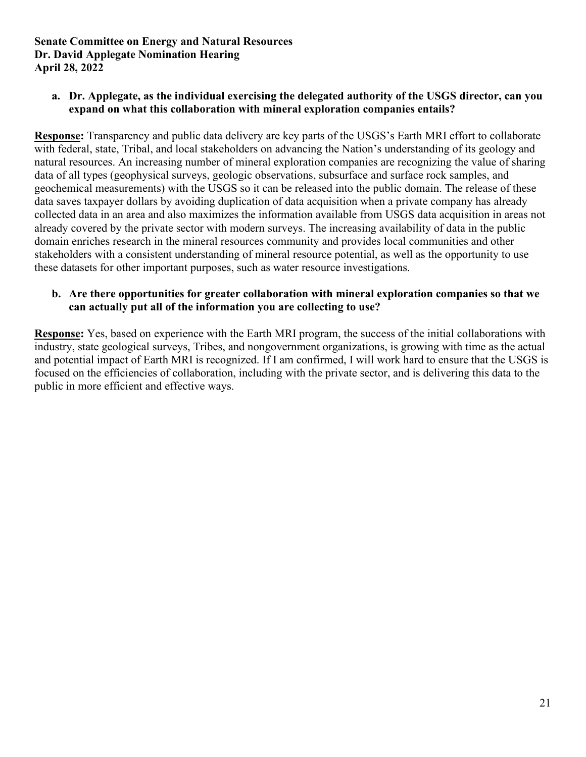**Senate Committee on Energy and Natural Resources**
**Dr. David Applegate Nomination Hearing**
**April 28, 2022**

**a. Dr. Applegate, as the individual exercising the delegated authority of the USGS director, can you expand on what this collaboration with mineral exploration companies entails?**

**Response:** Transparency and public data delivery are key parts of the USGS's Earth MRI effort to collaborate with federal, state, Tribal, and local stakeholders on advancing the Nation's understanding of its geology and natural resources. An increasing number of mineral exploration companies are recognizing the value of sharing data of all types (geophysical surveys, geologic observations, subsurface and surface rock samples, and geochemical measurements) with the USGS so it can be released into the public domain. The release of these data saves taxpayer dollars by avoiding duplication of data acquisition when a private company has already collected data in an area and also maximizes the information available from USGS data acquisition in areas not already covered by the private sector with modern surveys. The increasing availability of data in the public domain enriches research in the mineral resources community and provides local communities and other stakeholders with a consistent understanding of mineral resource potential, as well as the opportunity to use these datasets for other important purposes, such as water resource investigations.

**b. Are there opportunities for greater collaboration with mineral exploration companies so that we can actually put all of the information you are collecting to use?**

**Response:** Yes, based on experience with the Earth MRI program, the success of the initial collaborations with industry, state geological surveys, Tribes, and nongovernment organizations, is growing with time as the actual and potential impact of Earth MRI is recognized. If I am confirmed, I will work hard to ensure that the USGS is focused on the efficiencies of collaboration, including with the private sector, and is delivering this data to the public in more efficient and effective ways.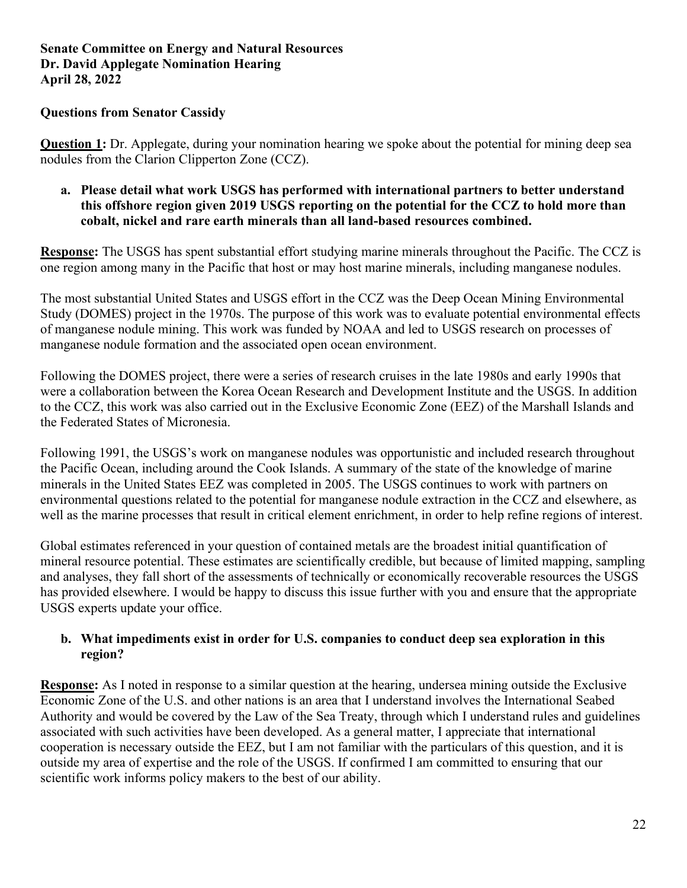**Senate Committee on Energy and Natural Resources**
**Dr. David Applegate Nomination Hearing**
**April 28, 2022**

**Questions from Senator Cassidy**

**Question 1:** Dr. Applegate, during your nomination hearing we spoke about the potential for mining deep sea nodules from the Clarion Clipperton Zone (CCZ).

**a. Please detail what work USGS has performed with international partners to better understand this offshore region given 2019 USGS reporting on the potential for the CCZ to hold more than cobalt, nickel and rare earth minerals than all land-based resources combined.**

**Response:** The USGS has spent substantial effort studying marine minerals throughout the Pacific. The CCZ is one region among many in the Pacific that host or may host marine minerals, including manganese nodules.

The most substantial United States and USGS effort in the CCZ was the Deep Ocean Mining Environmental Study (DOMES) project in the 1970s. The purpose of this work was to evaluate potential environmental effects of manganese nodule mining. This work was funded by NOAA and led to USGS research on processes of manganese nodule formation and the associated open ocean environment.

Following the DOMES project, there were a series of research cruises in the late 1980s and early 1990s that were a collaboration between the Korea Ocean Research and Development Institute and the USGS. In addition to the CCZ, this work was also carried out in the Exclusive Economic Zone (EEZ) of the Marshall Islands and the Federated States of Micronesia.

Following 1991, the USGS's work on manganese nodules was opportunistic and included research throughout the Pacific Ocean, including around the Cook Islands. A summary of the state of the knowledge of marine minerals in the United States EEZ was completed in 2005. The USGS continues to work with partners on environmental questions related to the potential for manganese nodule extraction in the CCZ and elsewhere, as well as the marine processes that result in critical element enrichment, in order to help refine regions of interest.

Global estimates referenced in your question of contained metals are the broadest initial quantification of mineral resource potential. These estimates are scientifically credible, but because of limited mapping, sampling and analyses, they fall short of the assessments of technically or economically recoverable resources the USGS has provided elsewhere. I would be happy to discuss this issue further with you and ensure that the appropriate USGS experts update your office.

**b. What impediments exist in order for U.S. companies to conduct deep sea exploration in this region?**

**Response:** As I noted in response to a similar question at the hearing, undersea mining outside the Exclusive Economic Zone of the U.S. and other nations is an area that I understand involves the International Seabed Authority and would be covered by the Law of the Sea Treaty, through which I understand rules and guidelines associated with such activities have been developed. As a general matter, I appreciate that international cooperation is necessary outside the EEZ, but I am not familiar with the particulars of this question, and it is outside my area of expertise and the role of the USGS. If confirmed I am committed to ensuring that our scientific work informs policy makers to the best of our ability.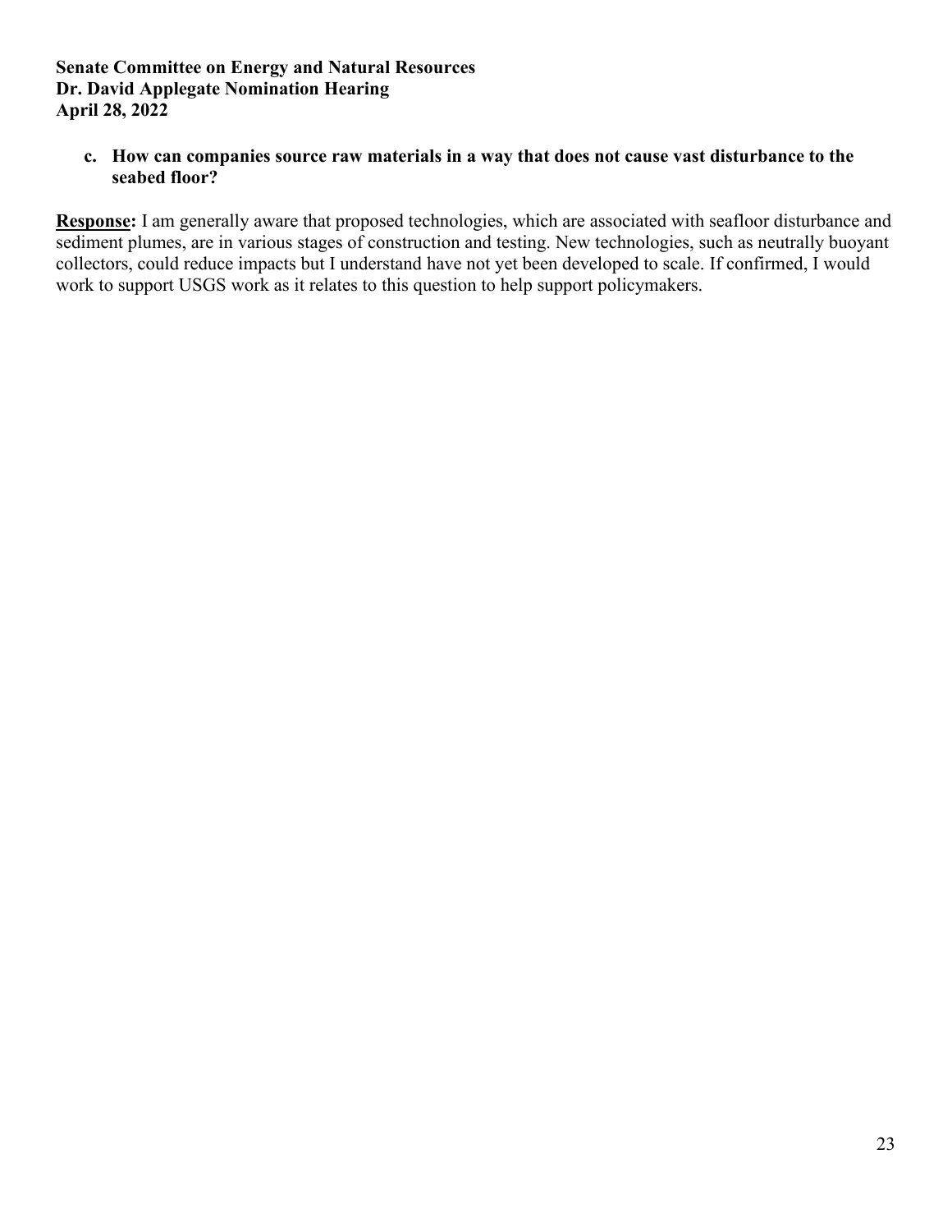**c. How can companies source raw materials in a way that does not cause vast disturbance to the seabed floor?**

**Response:** I am generally aware that proposed technologies, which are associated with seafloor disturbance and sediment plumes, are in various stages of construction and testing. New technologies, such as neutrally buoyant collectors, could reduce impacts but I understand have not yet been developed to scale. If confirmed, I would work to support USGS work as it relates to this question to help support policymakers.